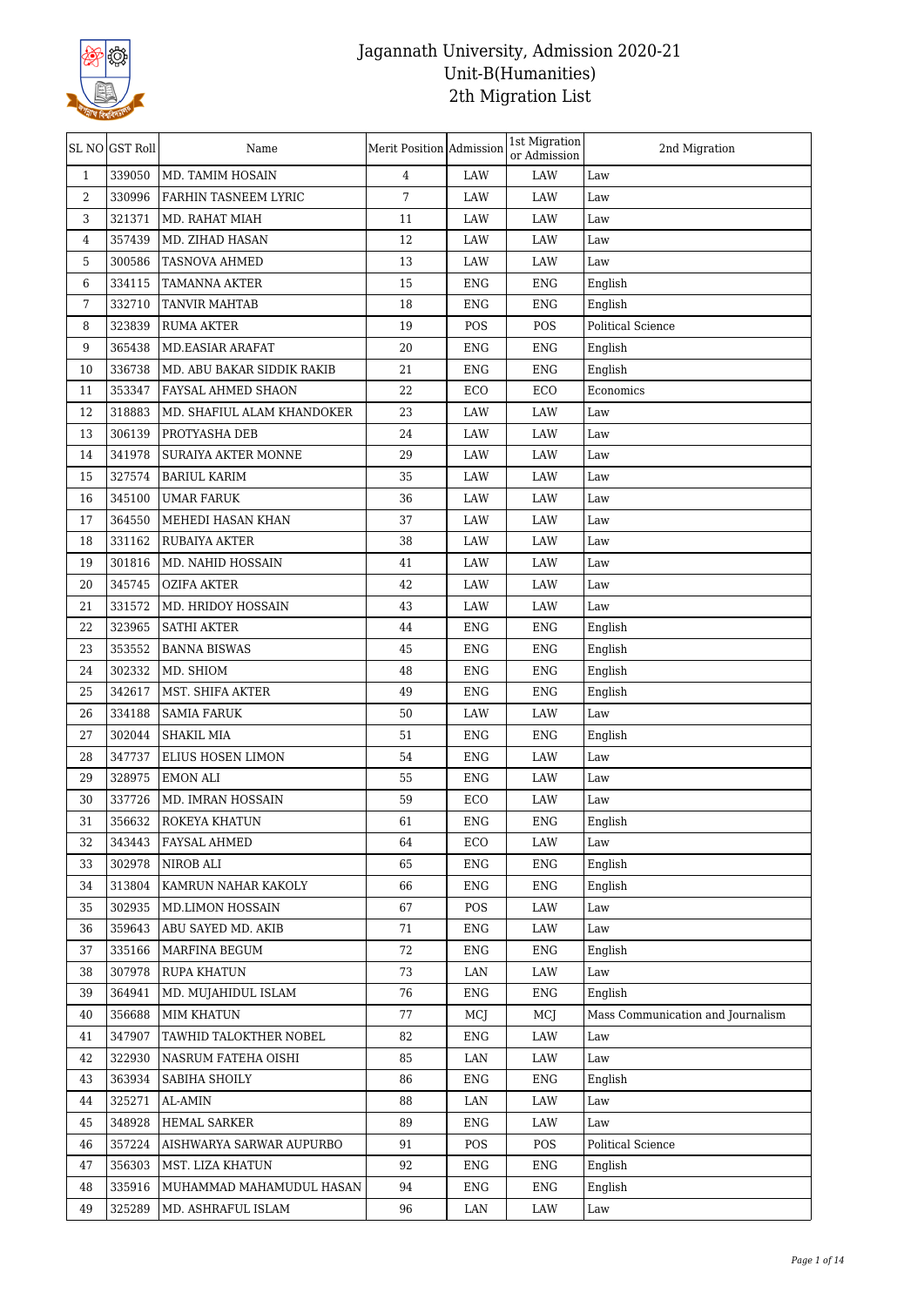# Jagannath University, Admission 2020-21
## Unit-B(Humanities)
## 2th Migration List

| SL NO | GST Roll | Name | Merit Position | Admission | 1st Migration or Admission | 2nd Migration |
|---|---|---|---|---|---|---|
| 1 | 339050 | MD. TAMIM HOSAIN | 4 | LAW | LAW | Law |
| 2 | 330996 | FARHIN TASNEEM LYRIC | 7 | LAW | LAW | Law |
| 3 | 321371 | MD. RAHAT MIAH | 11 | LAW | LAW | Law |
| 4 | 357439 | MD. ZIHAD HASAN | 12 | LAW | LAW | Law |
| 5 | 300586 | TASNOVA AHMED | 13 | LAW | LAW | Law |
| 6 | 334115 | TAMANNA AKTER | 15 | ENG | ENG | English |
| 7 | 332710 | TANVIR MAHTAB | 18 | ENG | ENG | English |
| 8 | 323839 | RUMA AKTER | 19 | POS | POS | Political Science |
| 9 | 365438 | MD.EASIAR ARAFAT | 20 | ENG | ENG | English |
| 10 | 336738 | MD. ABU BAKAR SIDDIK RAKIB | 21 | ENG | ENG | English |
| 11 | 353347 | FAYSAL AHMED SHAON | 22 | ECO | ECO | Economics |
| 12 | 318883 | MD. SHAFIUL ALAM KHANDOKER | 23 | LAW | LAW | Law |
| 13 | 306139 | PROTYASHA DEB | 24 | LAW | LAW | Law |
| 14 | 341978 | SURAIYA AKTER MONNE | 29 | LAW | LAW | Law |
| 15 | 327574 | BARIUL KARIM | 35 | LAW | LAW | Law |
| 16 | 345100 | UMAR FARUK | 36 | LAW | LAW | Law |
| 17 | 364550 | MEHEDI HASAN KHAN | 37 | LAW | LAW | Law |
| 18 | 331162 | RUBAIYA AKTER | 38 | LAW | LAW | Law |
| 19 | 301816 | MD. NAHID HOSSAIN | 41 | LAW | LAW | Law |
| 20 | 345745 | OZIFA AKTER | 42 | LAW | LAW | Law |
| 21 | 331572 | MD. HRIDOY HOSSAIN | 43 | LAW | LAW | Law |
| 22 | 323965 | SATHI AKTER | 44 | ENG | ENG | English |
| 23 | 353552 | BANNA BISWAS | 45 | ENG | ENG | English |
| 24 | 302332 | MD. SHIOM | 48 | ENG | ENG | English |
| 25 | 342617 | MST. SHIFA AKTER | 49 | ENG | ENG | English |
| 26 | 334188 | SAMIA FARUK | 50 | LAW | LAW | Law |
| 27 | 302044 | SHAKIL MIA | 51 | ENG | ENG | English |
| 28 | 347737 | ELIUS HOSEN LIMON | 54 | ENG | LAW | Law |
| 29 | 328975 | EMON ALI | 55 | ENG | LAW | Law |
| 30 | 337726 | MD. IMRAN HOSSAIN | 59 | ECO | LAW | Law |
| 31 | 356632 | ROKEYA KHATUN | 61 | ENG | ENG | English |
| 32 | 343443 | FAYSAL AHMED | 64 | ECO | LAW | Law |
| 33 | 302978 | NIROB ALI | 65 | ENG | ENG | English |
| 34 | 313804 | KAMRUN NAHAR KAKOLY | 66 | ENG | ENG | English |
| 35 | 302935 | MD.LIMON HOSSAIN | 67 | POS | LAW | Law |
| 36 | 359643 | ABU SAYED MD. AKIB | 71 | ENG | LAW | Law |
| 37 | 335166 | MARFINA BEGUM | 72 | ENG | ENG | English |
| 38 | 307978 | RUPA KHATUN | 73 | LAN | LAW | Law |
| 39 | 364941 | MD. MUJAHIDUL ISLAM | 76 | ENG | ENG | English |
| 40 | 356688 | MIM KHATUN | 77 | MCJ | MCJ | Mass Communication and Journalism |
| 41 | 347907 | TAWHID TALOKTHER NOBEL | 82 | ENG | LAW | Law |
| 42 | 322930 | NASRUM FATEHA OISHI | 85 | LAN | LAW | Law |
| 43 | 363934 | SABIHA SHOILY | 86 | ENG | ENG | English |
| 44 | 325271 | AL-AMIN | 88 | LAN | LAW | Law |
| 45 | 348928 | HEMAL SARKER | 89 | ENG | LAW | Law |
| 46 | 357224 | AISHWARYA SARWAR AUPURBO | 91 | POS | POS | Political Science |
| 47 | 356303 | MST. LIZA KHATUN | 92 | ENG | ENG | English |
| 48 | 335916 | MUHAMMAD MAHAMUDUL HASAN | 94 | ENG | ENG | English |
| 49 | 325289 | MD. ASHRAFUL ISLAM | 96 | LAN | LAW | Law |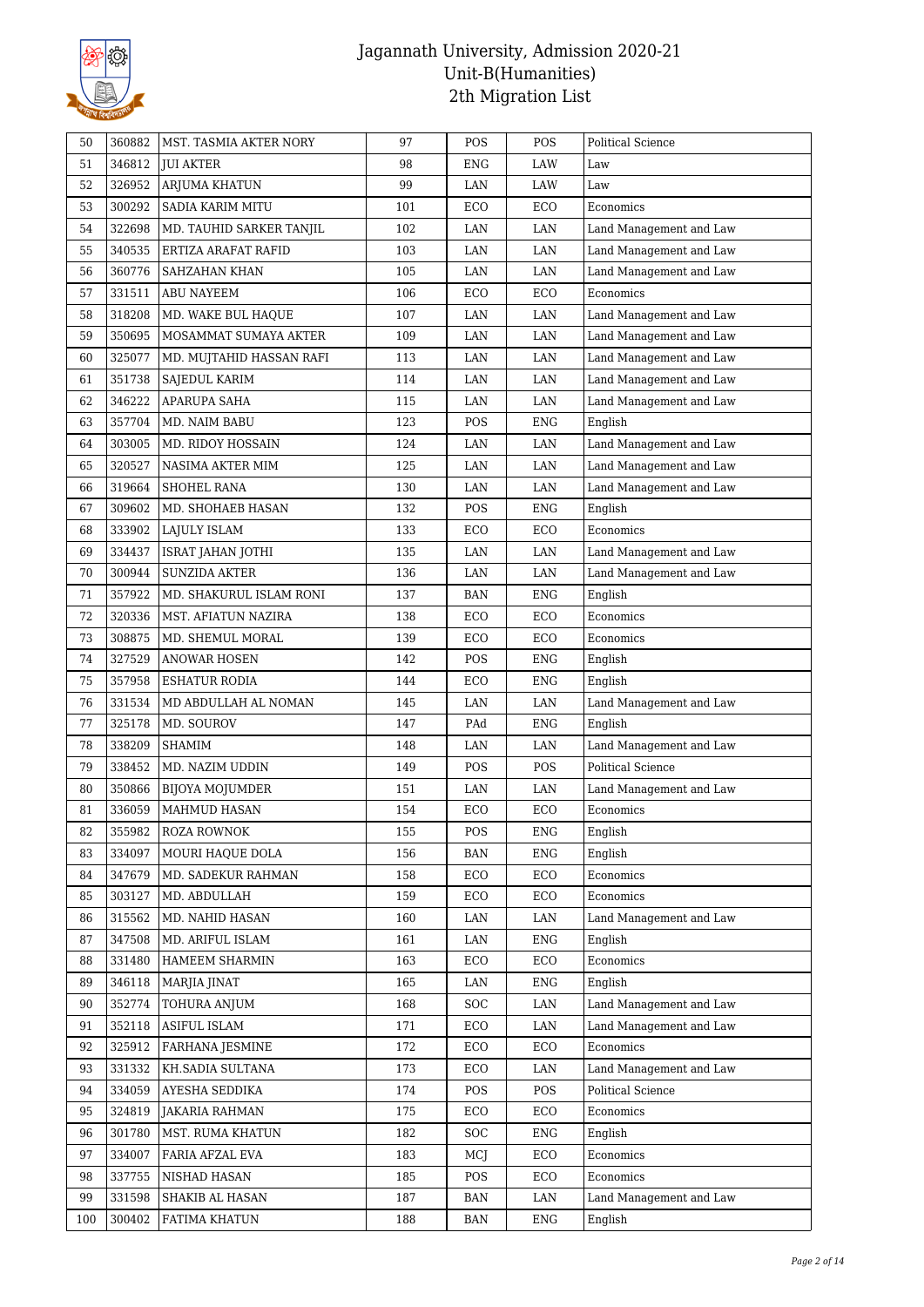# Jagannath University, Admission 2020-21
## Unit-B(Humanities)
## 2th Migration List

| | | | | | | |
|---|---|---|---|---|---|---|
| 50 | 360882 | MST. TASMIA AKTER NORY | 97 | POS | POS | Political Science |
| 51 | 346812 | JUI AKTER | 98 | ENG | LAW | Law |
| 52 | 326952 | ARJUMA KHATUN | 99 | LAN | LAW | Law |
| 53 | 300292 | SADIA KARIM MITU | 101 | ECO | ECO | Economics |
| 54 | 322698 | MD. TAUHID SARKER TANJIL | 102 | LAN | LAN | Land Management and Law |
| 55 | 340535 | ERTIZA ARAFAT RAFID | 103 | LAN | LAN | Land Management and Law |
| 56 | 360776 | SAHZAHAN KHAN | 105 | LAN | LAN | Land Management and Law |
| 57 | 331511 | ABU NAYEEM | 106 | ECO | ECO | Economics |
| 58 | 318208 | MD. WAKE BUL HAQUE | 107 | LAN | LAN | Land Management and Law |
| 59 | 350695 | MOSAMMAT SUMAYA AKTER | 109 | LAN | LAN | Land Management and Law |
| 60 | 325077 | MD. MUJTAHID HASSAN RAFI | 113 | LAN | LAN | Land Management and Law |
| 61 | 351738 | SAJEDUL KARIM | 114 | LAN | LAN | Land Management and Law |
| 62 | 346222 | APARUPA SAHA | 115 | LAN | LAN | Land Management and Law |
| 63 | 357704 | MD. NAIM BABU | 123 | POS | ENG | English |
| 64 | 303005 | MD. RIDOY HOSSAIN | 124 | LAN | LAN | Land Management and Law |
| 65 | 320527 | NASIMA AKTER MIM | 125 | LAN | LAN | Land Management and Law |
| 66 | 319664 | SHOHEL RANA | 130 | LAN | LAN | Land Management and Law |
| 67 | 309602 | MD. SHOHAEB HASAN | 132 | POS | ENG | English |
| 68 | 333902 | LAJULY ISLAM | 133 | ECO | ECO | Economics |
| 69 | 334437 | ISRAT JAHAN JOTHI | 135 | LAN | LAN | Land Management and Law |
| 70 | 300944 | SUNZIDA AKTER | 136 | LAN | LAN | Land Management and Law |
| 71 | 357922 | MD. SHAKURUL ISLAM RONI | 137 | BAN | ENG | English |
| 72 | 320336 | MST. AFIATUN NAZIRA | 138 | ECO | ECO | Economics |
| 73 | 308875 | MD. SHEMUL MORAL | 139 | ECO | ECO | Economics |
| 74 | 327529 | ANOWAR HOSEN | 142 | POS | ENG | English |
| 75 | 357958 | ESHATUR RODIA | 144 | ECO | ENG | English |
| 76 | 331534 | MD ABDULLAH AL NOMAN | 145 | LAN | LAN | Land Management and Law |
| 77 | 325178 | MD. SOUROV | 147 | PAd | ENG | English |
| 78 | 338209 | SHAMIM | 148 | LAN | LAN | Land Management and Law |
| 79 | 338452 | MD. NAZIM UDDIN | 149 | POS | POS | Political Science |
| 80 | 350866 | BIJOYA MOJUMDER | 151 | LAN | LAN | Land Management and Law |
| 81 | 336059 | MAHMUD HASAN | 154 | ECO | ECO | Economics |
| 82 | 355982 | ROZA ROWNOK | 155 | POS | ENG | English |
| 83 | 334097 | MOURI HAQUE DOLA | 156 | BAN | ENG | English |
| 84 | 347679 | MD. SADEKUR RAHMAN | 158 | ECO | ECO | Economics |
| 85 | 303127 | MD. ABDULLAH | 159 | ECO | ECO | Economics |
| 86 | 315562 | MD. NAHID HASAN | 160 | LAN | LAN | Land Management and Law |
| 87 | 347508 | MD. ARIFUL ISLAM | 161 | LAN | ENG | English |
| 88 | 331480 | HAMEEM SHARMIN | 163 | ECO | ECO | Economics |
| 89 | 346118 | MARJIA JINAT | 165 | LAN | ENG | English |
| 90 | 352774 | TOHURA ANJUM | 168 | SOC | LAN | Land Management and Law |
| 91 | 352118 | ASIFUL ISLAM | 171 | ECO | LAN | Land Management and Law |
| 92 | 325912 | FARHANA JESMINE | 172 | ECO | ECO | Economics |
| 93 | 331332 | KH.SADIA SULTANA | 173 | ECO | LAN | Land Management and Law |
| 94 | 334059 | AYESHA SEDDIKA | 174 | POS | POS | Political Science |
| 95 | 324819 | JAKARIA RAHMAN | 175 | ECO | ECO | Economics |
| 96 | 301780 | MST. RUMA KHATUN | 182 | SOC | ENG | English |
| 97 | 334007 | FARIA AFZAL EVA | 183 | MCJ | ECO | Economics |
| 98 | 337755 | NISHAD HASAN | 185 | POS | ECO | Economics |
| 99 | 331598 | SHAKIB AL HASAN | 187 | BAN | LAN | Land Management and Law |
| 100 | 300402 | FATIMA KHATUN | 188 | BAN | ENG | English |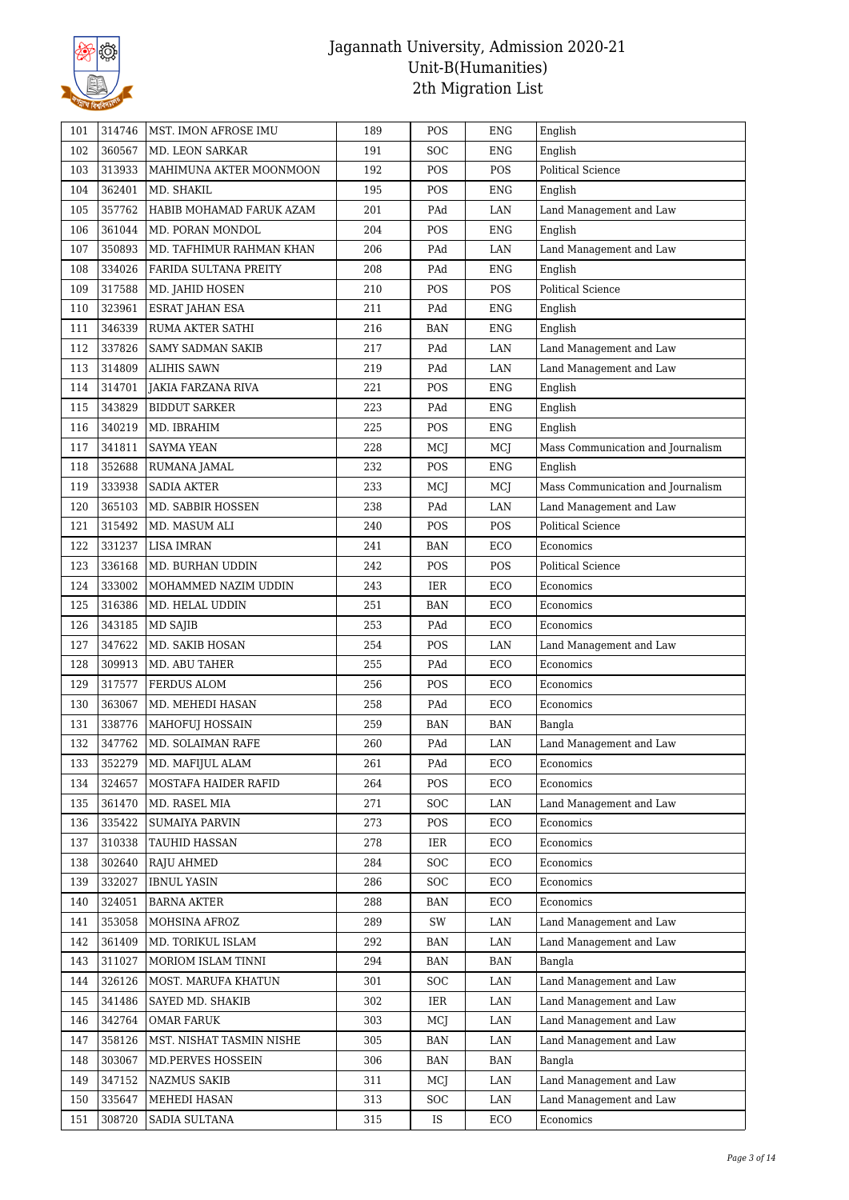# Jagannath University, Admission 2020-21
## Unit-B(Humanities)
## 2th Migration List

| | | | | | | |
|---|---|---|---|---|---|---|
| 101 | 314746 | MST. IMON AFROSE IMU | 189 | POS | ENG | English |
| 102 | 360567 | MD. LEON SARKAR | 191 | SOC | ENG | English |
| 103 | 313933 | MAHIMUNA AKTER MOONMOON | 192 | POS | POS | Political Science |
| 104 | 362401 | MD. SHAKIL | 195 | POS | ENG | English |
| 105 | 357762 | HABIB MOHAMAD FARUK AZAM | 201 | PAd | LAN | Land Management and Law |
| 106 | 361044 | MD. PORAN MONDOL | 204 | POS | ENG | English |
| 107 | 350893 | MD. TAFHIMUR RAHMAN KHAN | 206 | PAd | LAN | Land Management and Law |
| 108 | 334026 | FARIDA SULTANA PREITY | 208 | PAd | ENG | English |
| 109 | 317588 | MD. JAHID HOSEN | 210 | POS | POS | Political Science |
| 110 | 323961 | ESRAT JAHAN ESA | 211 | PAd | ENG | English |
| 111 | 346339 | RUMA AKTER SATHI | 216 | BAN | ENG | English |
| 112 | 337826 | SAMY SADMAN SAKIB | 217 | PAd | LAN | Land Management and Law |
| 113 | 314809 | ALIHIS SAWN | 219 | PAd | LAN | Land Management and Law |
| 114 | 314701 | JAKIA FARZANA RIVA | 221 | POS | ENG | English |
| 115 | 343829 | BIDDUT SARKER | 223 | PAd | ENG | English |
| 116 | 340219 | MD. IBRAHIM | 225 | POS | ENG | English |
| 117 | 341811 | SAYMA YEAN | 228 | MCJ | MCJ | Mass Communication and Journalism |
| 118 | 352688 | RUMANA JAMAL | 232 | POS | ENG | English |
| 119 | 333938 | SADIA AKTER | 233 | MCJ | MCJ | Mass Communication and Journalism |
| 120 | 365103 | MD. SABBIR HOSSEN | 238 | PAd | LAN | Land Management and Law |
| 121 | 315492 | MD. MASUM ALI | 240 | POS | POS | Political Science |
| 122 | 331237 | LISA IMRAN | 241 | BAN | ECO | Economics |
| 123 | 336168 | MD. BURHAN UDDIN | 242 | POS | POS | Political Science |
| 124 | 333002 | MOHAMMED NAZIM UDDIN | 243 | IER | ECO | Economics |
| 125 | 316386 | MD. HELAL UDDIN | 251 | BAN | ECO | Economics |
| 126 | 343185 | MD SAJIB | 253 | PAd | ECO | Economics |
| 127 | 347622 | MD. SAKIB HOSAN | 254 | POS | LAN | Land Management and Law |
| 128 | 309913 | MD. ABU TAHER | 255 | PAd | ECO | Economics |
| 129 | 317577 | FERDUS ALOM | 256 | POS | ECO | Economics |
| 130 | 363067 | MD. MEHEDI HASAN | 258 | PAd | ECO | Economics |
| 131 | 338776 | MAHOFUJ HOSSAIN | 259 | BAN | BAN | Bangla |
| 132 | 347762 | MD. SOLAIMAN RAFE | 260 | PAd | LAN | Land Management and Law |
| 133 | 352279 | MD. MAFIJUL ALAM | 261 | PAd | ECO | Economics |
| 134 | 324657 | MOSTAFA HAIDER RAFID | 264 | POS | ECO | Economics |
| 135 | 361470 | MD. RASEL MIA | 271 | SOC | LAN | Land Management and Law |
| 136 | 335422 | SUMAIYA PARVIN | 273 | POS | ECO | Economics |
| 137 | 310338 | TAUHID HASSAN | 278 | IER | ECO | Economics |
| 138 | 302640 | RAJU AHMED | 284 | SOC | ECO | Economics |
| 139 | 332027 | IBNUL YASIN | 286 | SOC | ECO | Economics |
| 140 | 324051 | BARNA AKTER | 288 | BAN | ECO | Economics |
| 141 | 353058 | MOHSINA AFROZ | 289 | SW | LAN | Land Management and Law |
| 142 | 361409 | MD. TORIKUL ISLAM | 292 | BAN | LAN | Land Management and Law |
| 143 | 311027 | MORIOM ISLAM TINNI | 294 | BAN | BAN | Bangla |
| 144 | 326126 | MOST. MARUFA KHATUN | 301 | SOC | LAN | Land Management and Law |
| 145 | 341486 | SAYED MD. SHAKIB | 302 | IER | LAN | Land Management and Law |
| 146 | 342764 | OMAR FARUK | 303 | MCJ | LAN | Land Management and Law |
| 147 | 358126 | MST. NISHAT TASMIN NISHE | 305 | BAN | LAN | Land Management and Law |
| 148 | 303067 | MD.PERVES HOSSEIN | 306 | BAN | BAN | Bangla |
| 149 | 347152 | NAZMUS SAKIB | 311 | MCJ | LAN | Land Management and Law |
| 150 | 335647 | MEHEDI HASAN | 313 | SOC | LAN | Land Management and Law |
| 151 | 308720 | SADIA SULTANA | 315 | IS | ECO | Economics |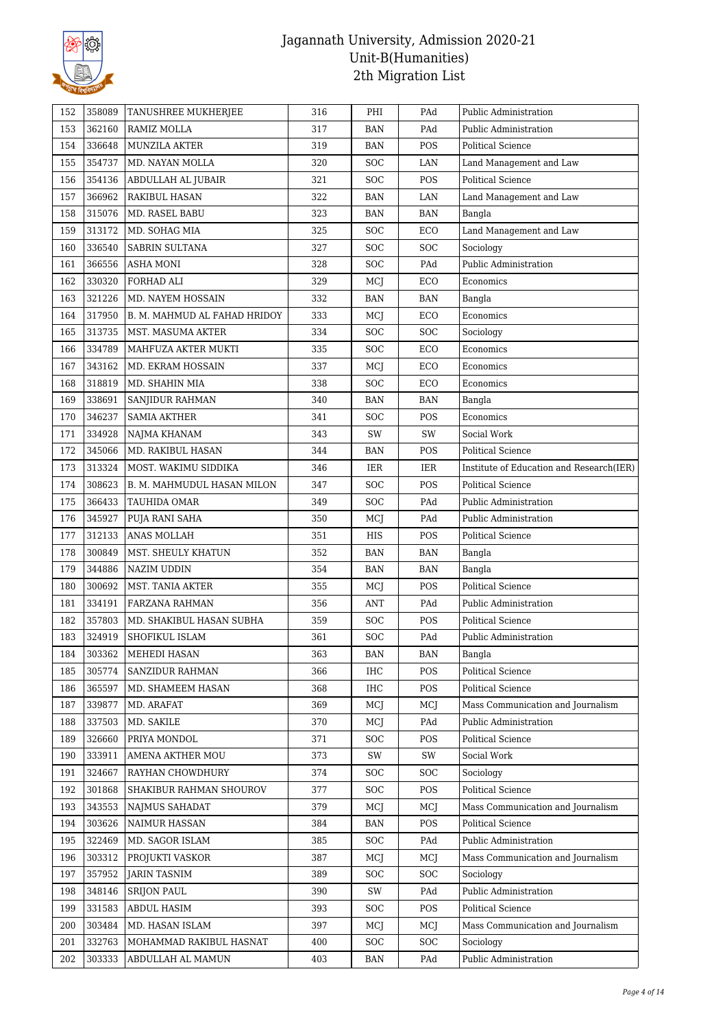# Jagannath University, Admission 2020-21
## Unit-B(Humanities)
## 2th Migration List

| | | | | | | |
|---|---|---|---|---|---|---|
| 152 | 358089 | TANUSHREE MUKHERJEE | 316 | PHI | PAd | Public Administration |
| 153 | 362160 | RAMIZ MOLLA | 317 | BAN | PAd | Public Administration |
| 154 | 336648 | MUNZILA AKTER | 319 | BAN | POS | Political Science |
| 155 | 354737 | MD. NAYAN MOLLA | 320 | SOC | LAN | Land Management and Law |
| 156 | 354136 | ABDULLAH AL JUBAIR | 321 | SOC | POS | Political Science |
| 157 | 366962 | RAKIBUL HASAN | 322 | BAN | LAN | Land Management and Law |
| 158 | 315076 | MD. RASEL BABU | 323 | BAN | BAN | Bangla |
| 159 | 313172 | MD. SOHAG MIA | 325 | SOC | ECO | Land Management and Law |
| 160 | 336540 | SABRIN SULTANA | 327 | SOC | SOC | Sociology |
| 161 | 366556 | ASHA MONI | 328 | SOC | PAd | Public Administration |
| 162 | 330320 | FORHAD ALI | 329 | MCJ | ECO | Economics |
| 163 | 321226 | MD. NAYEM HOSSAIN | 332 | BAN | BAN | Bangla |
| 164 | 317950 | B. M. MAHMUD AL FAHAD HRIDOY | 333 | MCJ | ECO | Economics |
| 165 | 313735 | MST. MASUMA AKTER | 334 | SOC | SOC | Sociology |
| 166 | 334789 | MAHFUZA AKTER MUKTI | 335 | SOC | ECO | Economics |
| 167 | 343162 | MD. EKRAM HOSSAIN | 337 | MCJ | ECO | Economics |
| 168 | 318819 | MD. SHAHIN MIA | 338 | SOC | ECO | Economics |
| 169 | 338691 | SANJIDUR RAHMAN | 340 | BAN | BAN | Bangla |
| 170 | 346237 | SAMIA AKTHER | 341 | SOC | POS | Economics |
| 171 | 334928 | NAJMA KHANAM | 343 | SW | SW | Social Work |
| 172 | 345066 | MD. RAKIBUL HASAN | 344 | BAN | POS | Political Science |
| 173 | 313324 | MOST. WAKIMU SIDDIKA | 346 | IER | IER | Institute of Education and Research(IER) |
| 174 | 308623 | B. M. MAHMUDUL HASAN MILON | 347 | SOC | POS | Political Science |
| 175 | 366433 | TAUHIDA OMAR | 349 | SOC | PAd | Public Administration |
| 176 | 345927 | PUJA RANI SAHA | 350 | MCJ | PAd | Public Administration |
| 177 | 312133 | ANAS MOLLAH | 351 | HIS | POS | Political Science |
| 178 | 300849 | MST. SHEULY KHATUN | 352 | BAN | BAN | Bangla |
| 179 | 344886 | NAZIM UDDIN | 354 | BAN | BAN | Bangla |
| 180 | 300692 | MST. TANIA AKTER | 355 | MCJ | POS | Political Science |
| 181 | 334191 | FARZANA RAHMAN | 356 | ANT | PAd | Public Administration |
| 182 | 357803 | MD. SHAKIBUL HASAN SUBHA | 359 | SOC | POS | Political Science |
| 183 | 324919 | SHOFIKUL ISLAM | 361 | SOC | PAd | Public Administration |
| 184 | 303362 | MEHEDI HASAN | 363 | BAN | BAN | Bangla |
| 185 | 305774 | SANZIDUR RAHMAN | 366 | IHC | POS | Political Science |
| 186 | 365597 | MD. SHAMEEM HASAN | 368 | IHC | POS | Political Science |
| 187 | 339877 | MD. ARAFAT | 369 | MCJ | MCJ | Mass Communication and Journalism |
| 188 | 337503 | MD. SAKILE | 370 | MCJ | PAd | Public Administration |
| 189 | 326660 | PRIYA MONDOL | 371 | SOC | POS | Political Science |
| 190 | 333911 | AMENA AKTHER MOU | 373 | SW | SW | Social Work |
| 191 | 324667 | RAYHAN CHOWDHURY | 374 | SOC | SOC | Sociology |
| 192 | 301868 | SHAKIBUR RAHMAN SHOUROV | 377 | SOC | POS | Political Science |
| 193 | 343553 | NAJMUS SAHADAT | 379 | MCJ | MCJ | Mass Communication and Journalism |
| 194 | 303626 | NAIMUR HASSAN | 384 | BAN | POS | Political Science |
| 195 | 322469 | MD. SAGOR ISLAM | 385 | SOC | PAd | Public Administration |
| 196 | 303312 | PROJUKTI VASKOR | 387 | MCJ | MCJ | Mass Communication and Journalism |
| 197 | 357952 | JARIN TASNIM | 389 | SOC | SOC | Sociology |
| 198 | 348146 | SRIJON PAUL | 390 | SW | PAd | Public Administration |
| 199 | 331583 | ABDUL HASIM | 393 | SOC | POS | Political Science |
| 200 | 303484 | MD. HASAN ISLAM | 397 | MCJ | MCJ | Mass Communication and Journalism |
| 201 | 332763 | MOHAMMAD RAKIBUL HASNAT | 400 | SOC | SOC | Sociology |
| 202 | 303333 | ABDULLAH AL MAMUN | 403 | BAN | PAd | Public Administration |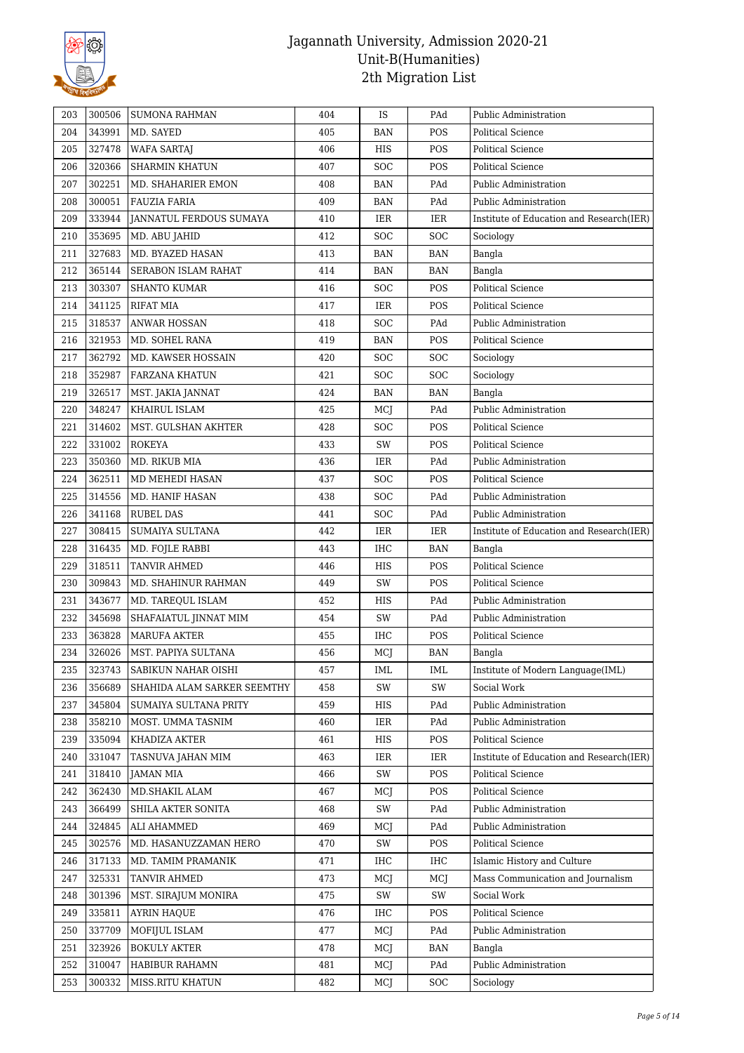# Jagannath University, Admission 2020-21
## Unit-B(Humanities)
### 2th Migration List

| | | | | | | |
|---|---|---|---|---|---|---|
| 203 | 300506 | SUMONA RAHMAN | 404 | IS | PAd | Public Administration |
| 204 | 343991 | MD. SAYED | 405 | BAN | POS | Political Science |
| 205 | 327478 | WAFA SARTAJ | 406 | HIS | POS | Political Science |
| 206 | 320366 | SHARMIN KHATUN | 407 | SOC | POS | Political Science |
| 207 | 302251 | MD. SHAHARIER EMON | 408 | BAN | PAd | Public Administration |
| 208 | 300051 | FAUZIA FARIA | 409 | BAN | PAd | Public Administration |
| 209 | 333944 | JANNATUL FERDOUS SUMAYA | 410 | IER | IER | Institute of Education and Research(IER) |
| 210 | 353695 | MD. ABU JAHID | 412 | SOC | SOC | Sociology |
| 211 | 327683 | MD. BYAZED HASAN | 413 | BAN | BAN | Bangla |
| 212 | 365144 | SERABON ISLAM RAHAT | 414 | BAN | BAN | Bangla |
| 213 | 303307 | SHANTO KUMAR | 416 | SOC | POS | Political Science |
| 214 | 341125 | RIFAT MIA | 417 | IER | POS | Political Science |
| 215 | 318537 | ANWAR HOSSAN | 418 | SOC | PAd | Public Administration |
| 216 | 321953 | MD. SOHEL RANA | 419 | BAN | POS | Political Science |
| 217 | 362792 | MD. KAWSER HOSSAIN | 420 | SOC | SOC | Sociology |
| 218 | 352987 | FARZANA KHATUN | 421 | SOC | SOC | Sociology |
| 219 | 326517 | MST. JAKIA JANNAT | 424 | BAN | BAN | Bangla |
| 220 | 348247 | KHAIRUL ISLAM | 425 | MCJ | PAd | Public Administration |
| 221 | 314602 | MST. GULSHAN AKHTER | 428 | SOC | POS | Political Science |
| 222 | 331002 | ROKEYA | 433 | SW | POS | Political Science |
| 223 | 350360 | MD. RIKUB MIA | 436 | IER | PAd | Public Administration |
| 224 | 362511 | MD MEHEDI HASAN | 437 | SOC | POS | Political Science |
| 225 | 314556 | MD. HANIF HASAN | 438 | SOC | PAd | Public Administration |
| 226 | 341168 | RUBEL DAS | 441 | SOC | PAd | Public Administration |
| 227 | 308415 | SUMAIYA SULTANA | 442 | IER | IER | Institute of Education and Research(IER) |
| 228 | 316435 | MD. FOJLE RABBI | 443 | IHC | BAN | Bangla |
| 229 | 318511 | TANVIR AHMED | 446 | HIS | POS | Political Science |
| 230 | 309843 | MD. SHAHINUR RAHMAN | 449 | SW | POS | Political Science |
| 231 | 343677 | MD. TAREQUL ISLAM | 452 | HIS | PAd | Public Administration |
| 232 | 345698 | SHAFAIATUL JINNAT MIM | 454 | SW | PAd | Public Administration |
| 233 | 363828 | MARUFA AKTER | 455 | IHC | POS | Political Science |
| 234 | 326026 | MST. PAPIYA SULTANA | 456 | MCJ | BAN | Bangla |
| 235 | 323743 | SABIKUN NAHAR OISHI | 457 | IML | IML | Institute of Modern Language(IML) |
| 236 | 356689 | SHAHIDA ALAM SARKER SEEMTHY | 458 | SW | SW | Social Work |
| 237 | 345804 | SUMAIYA SULTANA PRITY | 459 | HIS | PAd | Public Administration |
| 238 | 358210 | MOST. UMMA TASNIM | 460 | IER | PAd | Public Administration |
| 239 | 335094 | KHADIZA AKTER | 461 | HIS | POS | Political Science |
| 240 | 331047 | TASNUVA JAHAN MIM | 463 | IER | IER | Institute of Education and Research(IER) |
| 241 | 318410 | JAMAN MIA | 466 | SW | POS | Political Science |
| 242 | 362430 | MD.SHAKIL ALAM | 467 | MCJ | POS | Political Science |
| 243 | 366499 | SHILA AKTER SONITA | 468 | SW | PAd | Public Administration |
| 244 | 324845 | ALI AHAMMED | 469 | MCJ | PAd | Public Administration |
| 245 | 302576 | MD. HASANUZZAMAN HERO | 470 | SW | POS | Political Science |
| 246 | 317133 | MD. TAMIM PRAMANIK | 471 | IHC | IHC | Islamic History and Culture |
| 247 | 325331 | TANVIR AHMED | 473 | MCJ | MCJ | Mass Communication and Journalism |
| 248 | 301396 | MST. SIRAJUM MONIRA | 475 | SW | SW | Social Work |
| 249 | 335811 | AYRIN HAQUE | 476 | IHC | POS | Political Science |
| 250 | 337709 | MOFIJUL ISLAM | 477 | MCJ | PAd | Public Administration |
| 251 | 323926 | BOKULY AKTER | 478 | MCJ | BAN | Bangla |
| 252 | 310047 | HABIBUR RAHAMN | 481 | MCJ | PAd | Public Administration |
| 253 | 300332 | MISS.RITU KHATUN | 482 | MCJ | SOC | Sociology |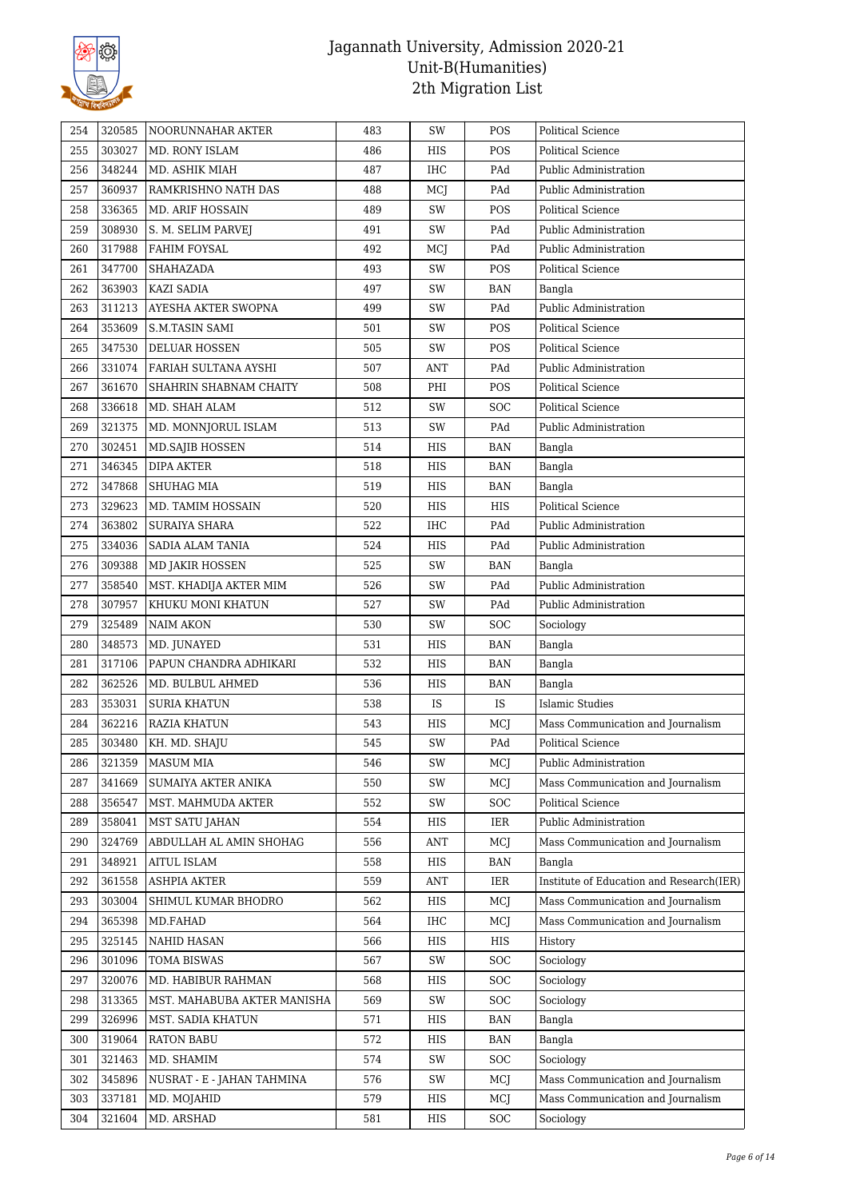# Jagannath University, Admission 2020-21
## Unit-B(Humanities)
## 2th Migration List

| | | | | | | |
|---|---|---|---|---|---|---|
| 254 | 320585 | NOORUNNAHAR AKTER | 483 | SW | POS | Political Science |
| 255 | 303027 | MD. RONY ISLAM | 486 | HIS | POS | Political Science |
| 256 | 348244 | MD. ASHIK MIAH | 487 | IHC | PAd | Public Administration |
| 257 | 360937 | RAMKRISHNO NATH DAS | 488 | MCJ | PAd | Public Administration |
| 258 | 336365 | MD. ARIF HOSSAIN | 489 | SW | POS | Political Science |
| 259 | 308930 | S. M. SELIM PARVEJ | 491 | SW | PAd | Public Administration |
| 260 | 317988 | FAHIM FOYSAL | 492 | MCJ | PAd | Public Administration |
| 261 | 347700 | SHAHAZADA | 493 | SW | POS | Political Science |
| 262 | 363903 | KAZI SADIA | 497 | SW | BAN | Bangla |
| 263 | 311213 | AYESHA AKTER SWOPNA | 499 | SW | PAd | Public Administration |
| 264 | 353609 | S.M.TASIN SAMI | 501 | SW | POS | Political Science |
| 265 | 347530 | DELUAR HOSSEN | 505 | SW | POS | Political Science |
| 266 | 331074 | FARIAH SULTANA AYSHI | 507 | ANT | PAd | Public Administration |
| 267 | 361670 | SHAHRIN SHABNAM CHAITY | 508 | PHI | POS | Political Science |
| 268 | 336618 | MD. SHAH ALAM | 512 | SW | SOC | Political Science |
| 269 | 321375 | MD. MONNJORUL ISLAM | 513 | SW | PAd | Public Administration |
| 270 | 302451 | MD.SAJIB HOSSEN | 514 | HIS | BAN | Bangla |
| 271 | 346345 | DIPA AKTER | 518 | HIS | BAN | Bangla |
| 272 | 347868 | SHUHAG MIA | 519 | HIS | BAN | Bangla |
| 273 | 329623 | MD. TAMIM HOSSAIN | 520 | HIS | HIS | Political Science |
| 274 | 363802 | SURAIYA SHARA | 522 | IHC | PAd | Public Administration |
| 275 | 334036 | SADIA ALAM TANIA | 524 | HIS | PAd | Public Administration |
| 276 | 309388 | MD JAKIR HOSSEN | 525 | SW | BAN | Bangla |
| 277 | 358540 | MST. KHADIJA AKTER MIM | 526 | SW | PAd | Public Administration |
| 278 | 307957 | KHUKU MONI KHATUN | 527 | SW | PAd | Public Administration |
| 279 | 325489 | NAIM AKON | 530 | SW | SOC | Sociology |
| 280 | 348573 | MD. JUNAYED | 531 | HIS | BAN | Bangla |
| 281 | 317106 | PAPUN CHANDRA ADHIKARI | 532 | HIS | BAN | Bangla |
| 282 | 362526 | MD. BULBUL AHMED | 536 | HIS | BAN | Bangla |
| 283 | 353031 | SURIA KHATUN | 538 | IS | IS | Islamic Studies |
| 284 | 362216 | RAZIA KHATUN | 543 | HIS | MCJ | Mass Communication and Journalism |
| 285 | 303480 | KH. MD. SHAJU | 545 | SW | PAd | Political Science |
| 286 | 321359 | MASUM MIA | 546 | SW | MCJ | Public Administration |
| 287 | 341669 | SUMAIYA AKTER ANIKA | 550 | SW | MCJ | Mass Communication and Journalism |
| 288 | 356547 | MST. MAHMUDA AKTER | 552 | SW | SOC | Political Science |
| 289 | 358041 | MST SATU JAHAN | 554 | HIS | IER | Public Administration |
| 290 | 324769 | ABDULLAH AL AMIN SHOHAG | 556 | ANT | MCJ | Mass Communication and Journalism |
| 291 | 348921 | AITUL ISLAM | 558 | HIS | BAN | Bangla |
| 292 | 361558 | ASHPIA AKTER | 559 | ANT | IER | Institute of Education and Research(IER) |
| 293 | 303004 | SHIMUL KUMAR BHODRO | 562 | HIS | MCJ | Mass Communication and Journalism |
| 294 | 365398 | MD.FAHAD | 564 | IHC | MCJ | Mass Communication and Journalism |
| 295 | 325145 | NAHID HASAN | 566 | HIS | HIS | History |
| 296 | 301096 | TOMA BISWAS | 567 | SW | SOC | Sociology |
| 297 | 320076 | MD. HABIBUR RAHMAN | 568 | HIS | SOC | Sociology |
| 298 | 313365 | MST. MAHABUBA AKTER MANISHA | 569 | SW | SOC | Sociology |
| 299 | 326996 | MST. SADIA KHATUN | 571 | HIS | BAN | Bangla |
| 300 | 319064 | RATON BABU | 572 | HIS | BAN | Bangla |
| 301 | 321463 | MD. SHAMIM | 574 | SW | SOC | Sociology |
| 302 | 345896 | NUSRAT - E - JAHAN TAHMINA | 576 | SW | MCJ | Mass Communication and Journalism |
| 303 | 337181 | MD. MOJAHID | 579 | HIS | MCJ | Mass Communication and Journalism |
| 304 | 321604 | MD. ARSHAD | 581 | HIS | SOC | Sociology |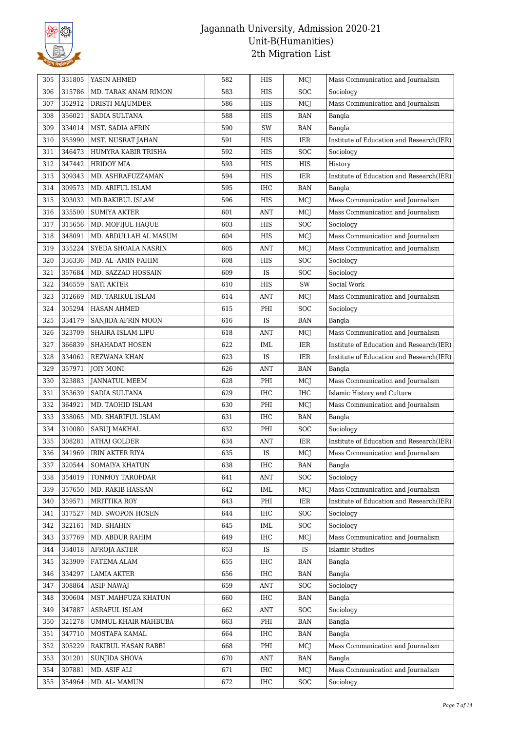# Jagannath University, Admission 2020-21
## Unit-B(Humanities)
## 2th Migration List

| 305 | 331805 | YASIN AHMED | 582 | HIS | MCJ | Mass Communication and Journalism |
|---|---|---|---|---|---|---|
| 306 | 315786 | MD. TARAK ANAM RIMON | 583 | HIS | SOC | Sociology |
| 307 | 352912 | DRISTI MAJUMDER | 586 | HIS | MCJ | Mass Communication and Journalism |
| 308 | 356021 | SADIA SULTANA | 588 | HIS | BAN | Bangla |
| 309 | 334014 | MST. SADIA AFRIN | 590 | SW | BAN | Bangla |
| 310 | 355990 | MST. NUSRAT JAHAN | 591 | HIS | IER | Institute of Education and Research(IER) |
| 311 | 346473 | HUMYRA KABIR TRISHA | 592 | HIS | SOC | Sociology |
| 312 | 347442 | HRIDOY MIA | 593 | HIS | HIS | History |
| 313 | 309343 | MD. ASHRAFUZZAMAN | 594 | HIS | IER | Institute of Education and Research(IER) |
| 314 | 309573 | MD. ARIFUL ISLAM | 595 | IHC | BAN | Bangla |
| 315 | 303032 | MD.RAKIBUL ISLAM | 596 | HIS | MCJ | Mass Communication and Journalism |
| 316 | 335500 | SUMIYA AKTER | 601 | ANT | MCJ | Mass Communication and Journalism |
| 317 | 315656 | MD. MOFIJUL HAQUE | 603 | HIS | SOC | Sociology |
| 318 | 348091 | MD. ABDULLAH AL MASUM | 604 | HIS | MCJ | Mass Communication and Journalism |
| 319 | 335224 | SYEDA SHOALA NASRIN | 605 | ANT | MCJ | Mass Communication and Journalism |
| 320 | 336336 | MD. AL -AMIN FAHIM | 608 | HIS | SOC | Sociology |
| 321 | 357684 | MD. SAZZAD HOSSAIN | 609 | IS | SOC | Sociology |
| 322 | 346559 | SATI AKTER | 610 | HIS | SW | Social Work |
| 323 | 312669 | MD. TARIKUL ISLAM | 614 | ANT | MCJ | Mass Communication and Journalism |
| 324 | 305294 | HASAN AHMED | 615 | PHI | SOC | Sociology |
| 325 | 334179 | SANJIDA AFRIN MOON | 616 | IS | BAN | Bangla |
| 326 | 323709 | SHAIRA ISLAM LIPU | 618 | ANT | MCJ | Mass Communication and Journalism |
| 327 | 366839 | SHAHADAT HOSEN | 622 | IML | IER | Institute of Education and Research(IER) |
| 328 | 334062 | REZWANA KHAN | 623 | IS | IER | Institute of Education and Research(IER) |
| 329 | 357971 | JOIY MONI | 626 | ANT | BAN | Bangla |
| 330 | 323883 | JANNATUL MEEM | 628 | PHI | MCJ | Mass Communication and Journalism |
| 331 | 353639 | SADIA SULTANA | 629 | IHC | IHC | Islamic History and Culture |
| 332 | 364921 | MD. TAOHID ISLAM | 630 | PHI | MCJ | Mass Communication and Journalism |
| 333 | 338065 | MD. SHARIFUL ISLAM | 631 | IHC | BAN | Bangla |
| 334 | 310080 | SABUJ MAKHAL | 632 | PHI | SOC | Sociology |
| 335 | 308281 | ATHAI GOLDER | 634 | ANT | IER | Institute of Education and Research(IER) |
| 336 | 341969 | IRIN AKTER RIYA | 635 | IS | MCJ | Mass Communication and Journalism |
| 337 | 320544 | SOMAIYA KHATUN | 638 | IHC | BAN | Bangla |
| 338 | 354019 | TONMOY TAROFDAR | 641 | ANT | SOC | Sociology |
| 339 | 357650 | MD. RAKIB HASSAN | 642 | IML | MCJ | Mass Communication and Journalism |
| 340 | 359571 | MRITTIKA ROY | 643 | PHI | IER | Institute of Education and Research(IER) |
| 341 | 317527 | MD. SWOPON HOSEN | 644 | IHC | SOC | Sociology |
| 342 | 322161 | MD. SHAHIN | 645 | IML | SOC | Sociology |
| 343 | 337769 | MD. ABDUR RAHIM | 649 | IHC | MCJ | Mass Communication and Journalism |
| 344 | 334018 | AFROJA AKTER | 653 | IS | IS | Islamic Studies |
| 345 | 323909 | FATEMA ALAM | 655 | IHC | BAN | Bangla |
| 346 | 334297 | LAMIA AKTER | 656 | IHC | BAN | Bangla |
| 347 | 308864 | ASIF NAWAJ | 659 | ANT | SOC | Sociology |
| 348 | 300604 | MST .MAHFUZA KHATUN | 660 | IHC | BAN | Bangla |
| 349 | 347887 | ASRAFUL ISLAM | 662 | ANT | SOC | Sociology |
| 350 | 321278 | UMMUL KHAIR MAHBUBA | 663 | PHI | BAN | Bangla |
| 351 | 347710 | MOSTAFA KAMAL | 664 | IHC | BAN | Bangla |
| 352 | 305229 | RAKIBUL HASAN RABBI | 668 | PHI | MCJ | Mass Communication and Journalism |
| 353 | 301201 | SUNJIDA SHOVA | 670 | ANT | BAN | Bangla |
| 354 | 307881 | MD. ASIF ALI | 671 | IHC | MCJ | Mass Communication and Journalism |
| 355 | 354964 | MD. AL- MAMUN | 672 | IHC | SOC | Sociology |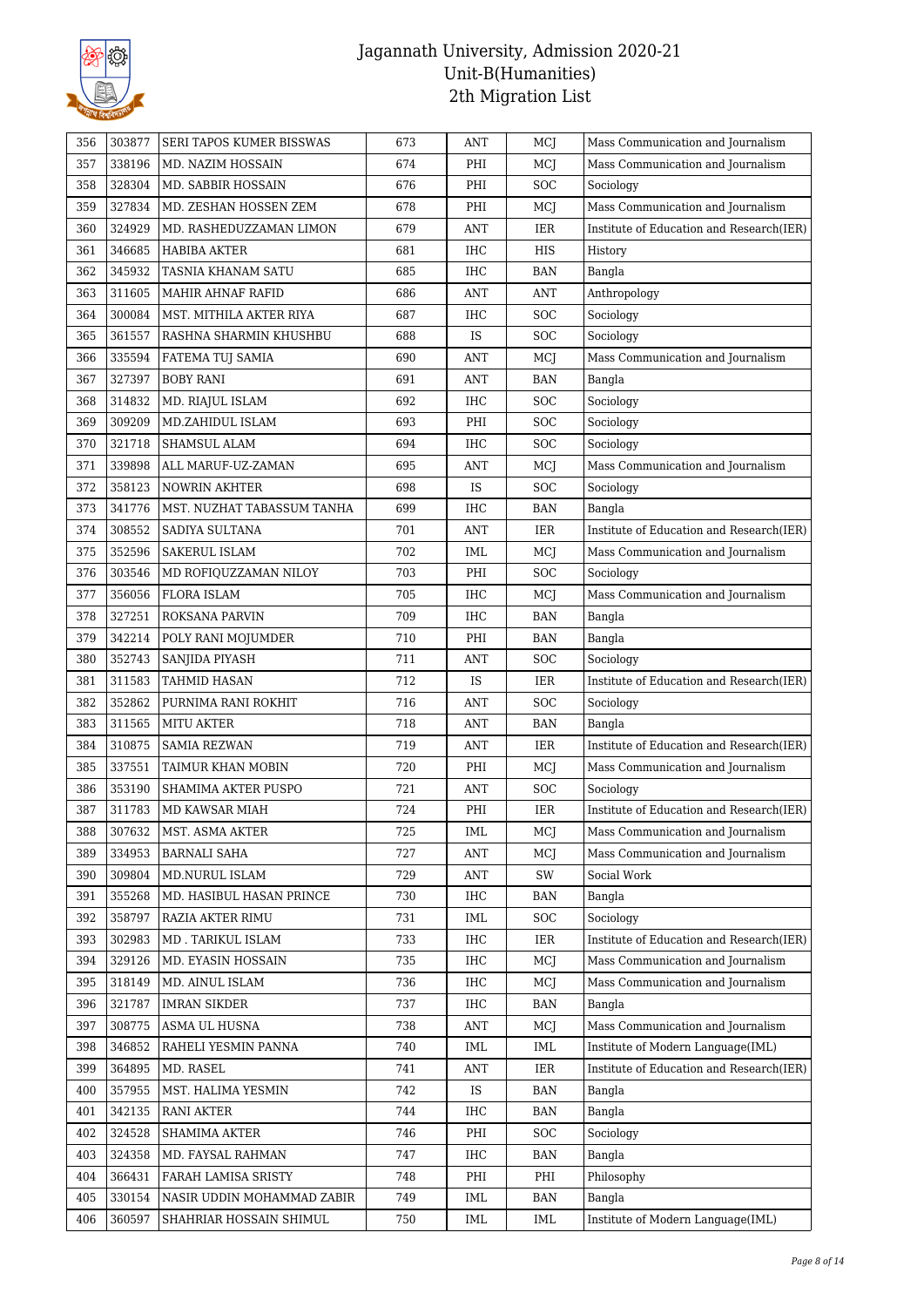# Jagannath University, Admission 2020-21
## Unit-B(Humanities)
## 2th Migration List

| | | | | | | |
|---|---|---|---|---|---|---|
| 356 | 303877 | SERI TAPOS KUMER BISSWAS | 673 | ANT | MCJ | Mass Communication and Journalism |
| 357 | 338196 | MD. NAZIM HOSSAIN | 674 | PHI | MCJ | Mass Communication and Journalism |
| 358 | 328304 | MD. SABBIR HOSSAIN | 676 | PHI | SOC | Sociology |
| 359 | 327834 | MD. ZESHAN HOSSEN ZEM | 678 | PHI | MCJ | Mass Communication and Journalism |
| 360 | 324929 | MD. RASHEDUZZAMAN LIMON | 679 | ANT | IER | Institute of Education and Research(IER) |
| 361 | 346685 | HABIBA AKTER | 681 | IHC | HIS | History |
| 362 | 345932 | TASNIA KHANAM SATU | 685 | IHC | BAN | Bangla |
| 363 | 311605 | MAHIR AHNAF RAFID | 686 | ANT | ANT | Anthropology |
| 364 | 300084 | MST. MITHILA AKTER RIYA | 687 | IHC | SOC | Sociology |
| 365 | 361557 | RASHNA SHARMIN KHUSHBU | 688 | IS | SOC | Sociology |
| 366 | 335594 | FATEMA TUJ SAMIA | 690 | ANT | MCJ | Mass Communication and Journalism |
| 367 | 327397 | BOBY RANI | 691 | ANT | BAN | Bangla |
| 368 | 314832 | MD. RIAJUL ISLAM | 692 | IHC | SOC | Sociology |
| 369 | 309209 | MD.ZAHIDUL ISLAM | 693 | PHI | SOC | Sociology |
| 370 | 321718 | SHAMSUL ALAM | 694 | IHC | SOC | Sociology |
| 371 | 339898 | ALL MARUF-UZ-ZAMAN | 695 | ANT | MCJ | Mass Communication and Journalism |
| 372 | 358123 | NOWRIN AKHTER | 698 | IS | SOC | Sociology |
| 373 | 341776 | MST. NUZHAT TABASSUM TANHA | 699 | IHC | BAN | Bangla |
| 374 | 308552 | SADIYA SULTANA | 701 | ANT | IER | Institute of Education and Research(IER) |
| 375 | 352596 | SAKERUL ISLAM | 702 | IML | MCJ | Mass Communication and Journalism |
| 376 | 303546 | MD ROFIQUZZAMAN NILOY | 703 | PHI | SOC | Sociology |
| 377 | 356056 | FLORA ISLAM | 705 | IHC | MCJ | Mass Communication and Journalism |
| 378 | 327251 | ROKSANA PARVIN | 709 | IHC | BAN | Bangla |
| 379 | 342214 | POLY RANI MOJUMDER | 710 | PHI | BAN | Bangla |
| 380 | 352743 | SANJIDA PIYASH | 711 | ANT | SOC | Sociology |
| 381 | 311583 | TAHMID HASAN | 712 | IS | IER | Institute of Education and Research(IER) |
| 382 | 352862 | PURNIMA RANI ROKHIT | 716 | ANT | SOC | Sociology |
| 383 | 311565 | MITU AKTER | 718 | ANT | BAN | Bangla |
| 384 | 310875 | SAMIA REZWAN | 719 | ANT | IER | Institute of Education and Research(IER) |
| 385 | 337551 | TAIMUR KHAN MOBIN | 720 | PHI | MCJ | Mass Communication and Journalism |
| 386 | 353190 | SHAMIMA AKTER PUSPO | 721 | ANT | SOC | Sociology |
| 387 | 311783 | MD KAWSAR MIAH | 724 | PHI | IER | Institute of Education and Research(IER) |
| 388 | 307632 | MST. ASMA AKTER | 725 | IML | MCJ | Mass Communication and Journalism |
| 389 | 334953 | BARNALI SAHA | 727 | ANT | MCJ | Mass Communication and Journalism |
| 390 | 309804 | MD.NURUL ISLAM | 729 | ANT | SW | Social Work |
| 391 | 355268 | MD. HASIBUL HASAN PRINCE | 730 | IHC | BAN | Bangla |
| 392 | 358797 | RAZIA AKTER RIMU | 731 | IML | SOC | Sociology |
| 393 | 302983 | MD . TARIKUL ISLAM | 733 | IHC | IER | Institute of Education and Research(IER) |
| 394 | 329126 | MD. EYASIN HOSSAIN | 735 | IHC | MCJ | Mass Communication and Journalism |
| 395 | 318149 | MD. AINUL ISLAM | 736 | IHC | MCJ | Mass Communication and Journalism |
| 396 | 321787 | IMRAN SIKDER | 737 | IHC | BAN | Bangla |
| 397 | 308775 | ASMA UL HUSNA | 738 | ANT | MCJ | Mass Communication and Journalism |
| 398 | 346852 | RAHELI YESMIN PANNA | 740 | IML | IML | Institute of Modern Language(IML) |
| 399 | 364895 | MD. RASEL | 741 | ANT | IER | Institute of Education and Research(IER) |
| 400 | 357955 | MST. HALIMA YESMIN | 742 | IS | BAN | Bangla |
| 401 | 342135 | RANI AKTER | 744 | IHC | BAN | Bangla |
| 402 | 324528 | SHAMIMA AKTER | 746 | PHI | SOC | Sociology |
| 403 | 324358 | MD. FAYSAL RAHMAN | 747 | IHC | BAN | Bangla |
| 404 | 366431 | FARAH LAMISA SRISTY | 748 | PHI | PHI | Philosophy |
| 405 | 330154 | NASIR UDDIN MOHAMMAD ZABIR | 749 | IML | BAN | Bangla |
| 406 | 360597 | SHAHRIAR HOSSAIN SHIMUL | 750 | IML | IML | Institute of Modern Language(IML) |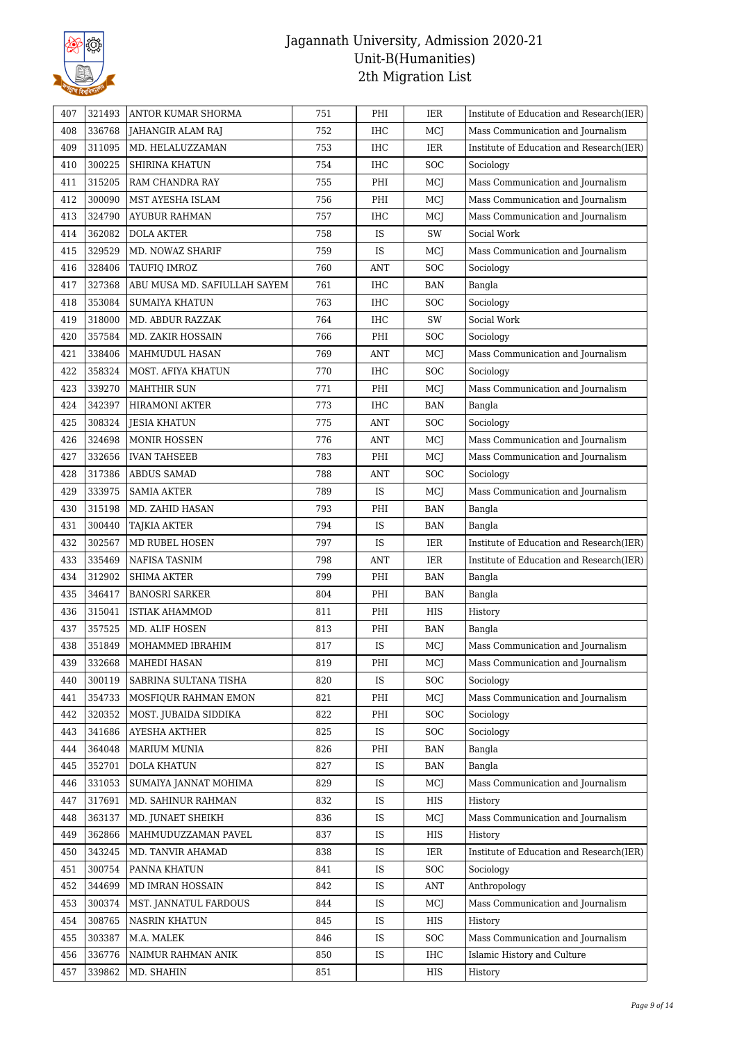# Jagannath University, Admission 2020-21
## Unit-B(Humanities)
## 2th Migration List

| | | | | | | |
|---|---|---|---|---|---|---|
| 407 | 321493 | ANTOR KUMAR SHORMA | 751 | PHI | IER | Institute of Education and Research(IER) |
| 408 | 336768 | JAHANGIR ALAM RAJ | 752 | IHC | MCJ | Mass Communication and Journalism |
| 409 | 311095 | MD. HELALUZZAMAN | 753 | IHC | IER | Institute of Education and Research(IER) |
| 410 | 300225 | SHIRINA KHATUN | 754 | IHC | SOC | Sociology |
| 411 | 315205 | RAM CHANDRA RAY | 755 | PHI | MCJ | Mass Communication and Journalism |
| 412 | 300090 | MST AYESHA ISLAM | 756 | PHI | MCJ | Mass Communication and Journalism |
| 413 | 324790 | AYUBUR RAHMAN | 757 | IHC | MCJ | Mass Communication and Journalism |
| 414 | 362082 | DOLA AKTER | 758 | IS | SW | Social Work |
| 415 | 329529 | MD. NOWAZ SHARIF | 759 | IS | MCJ | Mass Communication and Journalism |
| 416 | 328406 | TAUFIQ IMROZ | 760 | ANT | SOC | Sociology |
| 417 | 327368 | ABU MUSA MD. SAFIULLAH SAYEM | 761 | IHC | BAN | Bangla |
| 418 | 353084 | SUMAIYA KHATUN | 763 | IHC | SOC | Sociology |
| 419 | 318000 | MD. ABDUR RAZZAK | 764 | IHC | SW | Social Work |
| 420 | 357584 | MD. ZAKIR HOSSAIN | 766 | PHI | SOC | Sociology |
| 421 | 338406 | MAHMUDUL HASAN | 769 | ANT | MCJ | Mass Communication and Journalism |
| 422 | 358324 | MOST. AFIYA KHATUN | 770 | IHC | SOC | Sociology |
| 423 | 339270 | MAHTHIR SUN | 771 | PHI | MCJ | Mass Communication and Journalism |
| 424 | 342397 | HIRAMONI AKTER | 773 | IHC | BAN | Bangla |
| 425 | 308324 | JESIA KHATUN | 775 | ANT | SOC | Sociology |
| 426 | 324698 | MONIR HOSSEN | 776 | ANT | MCJ | Mass Communication and Journalism |
| 427 | 332656 | IVAN TAHSEEB | 783 | PHI | MCJ | Mass Communication and Journalism |
| 428 | 317386 | ABDUS SAMAD | 788 | ANT | SOC | Sociology |
| 429 | 333975 | SAMIA AKTER | 789 | IS | MCJ | Mass Communication and Journalism |
| 430 | 315198 | MD. ZAHID HASAN | 793 | PHI | BAN | Bangla |
| 431 | 300440 | TAJKIA AKTER | 794 | IS | BAN | Bangla |
| 432 | 302567 | MD RUBEL HOSEN | 797 | IS | IER | Institute of Education and Research(IER) |
| 433 | 335469 | NAFISA TASNIM | 798 | ANT | IER | Institute of Education and Research(IER) |
| 434 | 312902 | SHIMA AKTER | 799 | PHI | BAN | Bangla |
| 435 | 346417 | BANOSRI SARKER | 804 | PHI | BAN | Bangla |
| 436 | 315041 | ISTIAK AHAMMOD | 811 | PHI | HIS | History |
| 437 | 357525 | MD. ALIF HOSEN | 813 | PHI | BAN | Bangla |
| 438 | 351849 | MOHAMMED IBRAHIM | 817 | IS | MCJ | Mass Communication and Journalism |
| 439 | 332668 | MAHEDI HASAN | 819 | PHI | MCJ | Mass Communication and Journalism |
| 440 | 300119 | SABRINA SULTANA TISHA | 820 | IS | SOC | Sociology |
| 441 | 354733 | MOSFIQUR RAHMAN EMON | 821 | PHI | MCJ | Mass Communication and Journalism |
| 442 | 320352 | MOST. JUBAIDA SIDDIKA | 822 | PHI | SOC | Sociology |
| 443 | 341686 | AYESHA AKTHER | 825 | IS | SOC | Sociology |
| 444 | 364048 | MARIUM MUNIA | 826 | PHI | BAN | Bangla |
| 445 | 352701 | DOLA KHATUN | 827 | IS | BAN | Bangla |
| 446 | 331053 | SUMAIYA JANNAT MOHIMA | 829 | IS | MCJ | Mass Communication and Journalism |
| 447 | 317691 | MD. SAHINUR RAHMAN | 832 | IS | HIS | History |
| 448 | 363137 | MD. JUNAET SHEIKH | 836 | IS | MCJ | Mass Communication and Journalism |
| 449 | 362866 | MAHMUDUZZAMAN PAVEL | 837 | IS | HIS | History |
| 450 | 343245 | MD. TANVIR AHAMAD | 838 | IS | IER | Institute of Education and Research(IER) |
| 451 | 300754 | PANNA KHATUN | 841 | IS | SOC | Sociology |
| 452 | 344699 | MD IMRAN HOSSAIN | 842 | IS | ANT | Anthropology |
| 453 | 300374 | MST. JANNATUL FARDOUS | 844 | IS | MCJ | Mass Communication and Journalism |
| 454 | 308765 | NASRIN KHATUN | 845 | IS | HIS | History |
| 455 | 303387 | M.A. MALEK | 846 | IS | SOC | Mass Communication and Journalism |
| 456 | 336776 | NAIMUR RAHMAN ANIK | 850 | IS | IHC | Islamic History and Culture |
| 457 | 339862 | MD. SHAHIN | 851 | | HIS | History |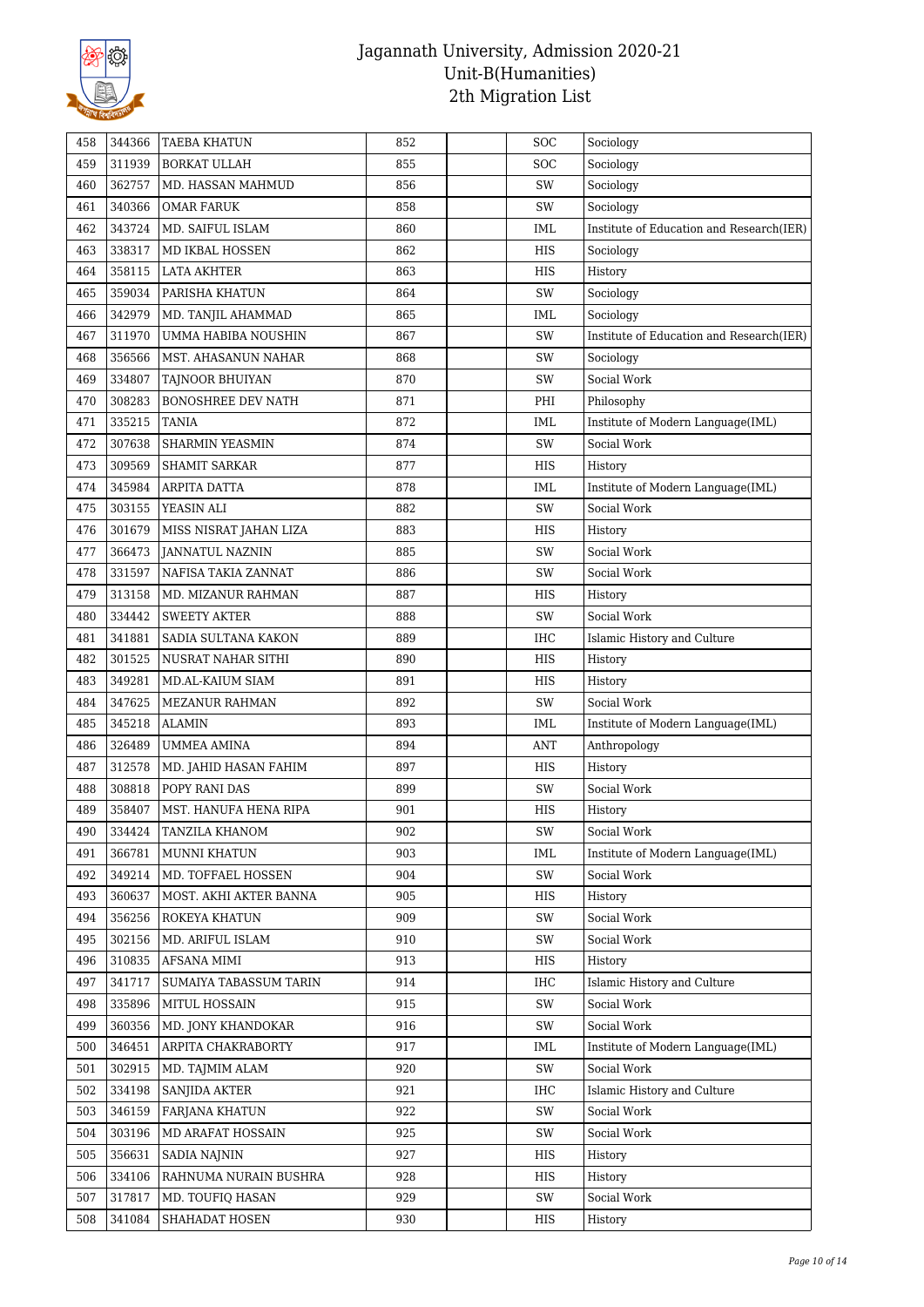# Jagannath University, Admission 2020-21
## Unit-B(Humanities)
## 2th Migration List

| | | | | | | |
|---|---|---|---|---|---|---|
| 458 | 344366 | TAEBA KHATUN | 852 | | SOC | Sociology |
| 459 | 311939 | BORKAT ULLAH | 855 | | SOC | Sociology |
| 460 | 362757 | MD. HASSAN MAHMUD | 856 | | SW | Sociology |
| 461 | 340366 | OMAR FARUK | 858 | | SW | Sociology |
| 462 | 343724 | MD. SAIFUL ISLAM | 860 | | IML | Institute of Education and Research(IER) |
| 463 | 338317 | MD IKBAL HOSSEN | 862 | | HIS | Sociology |
| 464 | 358115 | LATA AKHTER | 863 | | HIS | History |
| 465 | 359034 | PARISHA KHATUN | 864 | | SW | Sociology |
| 466 | 342979 | MD. TANJIL AHAMMAD | 865 | | IML | Sociology |
| 467 | 311970 | UMMA HABIBA NOUSHIN | 867 | | SW | Institute of Education and Research(IER) |
| 468 | 356566 | MST. AHASANUN NAHAR | 868 | | SW | Sociology |
| 469 | 334807 | TAJNOOR BHUIYAN | 870 | | SW | Social Work |
| 470 | 308283 | BONOSHREE DEV NATH | 871 | | PHI | Philosophy |
| 471 | 335215 | TANIA | 872 | | IML | Institute of Modern Language(IML) |
| 472 | 307638 | SHARMIN YEASMIN | 874 | | SW | Social Work |
| 473 | 309569 | SHAMIT SARKAR | 877 | | HIS | History |
| 474 | 345984 | ARPITA DATTA | 878 | | IML | Institute of Modern Language(IML) |
| 475 | 303155 | YEASIN ALI | 882 | | SW | Social Work |
| 476 | 301679 | MISS NISRAT JAHAN LIZA | 883 | | HIS | History |
| 477 | 366473 | JANNATUL NAZNIN | 885 | | SW | Social Work |
| 478 | 331597 | NAFISA TAKIA ZANNAT | 886 | | SW | Social Work |
| 479 | 313158 | MD. MIZANUR RAHMAN | 887 | | HIS | History |
| 480 | 334442 | SWEETY AKTER | 888 | | SW | Social Work |
| 481 | 341881 | SADIA SULTANA KAKON | 889 | | IHC | Islamic History and Culture |
| 482 | 301525 | NUSRAT NAHAR SITHI | 890 | | HIS | History |
| 483 | 349281 | MD.AL-KAIUM SIAM | 891 | | HIS | History |
| 484 | 347625 | MEZANUR RAHMAN | 892 | | SW | Social Work |
| 485 | 345218 | ALAMIN | 893 | | IML | Institute of Modern Language(IML) |
| 486 | 326489 | UMMEA AMINA | 894 | | ANT | Anthropology |
| 487 | 312578 | MD. JAHID HASAN FAHIM | 897 | | HIS | History |
| 488 | 308818 | POPY RANI DAS | 899 | | SW | Social Work |
| 489 | 358407 | MST. HANUFA HENA RIPA | 901 | | HIS | History |
| 490 | 334424 | TANZILA KHANOM | 902 | | SW | Social Work |
| 491 | 366781 | MUNNI KHATUN | 903 | | IML | Institute of Modern Language(IML) |
| 492 | 349214 | MD. TOFFAEL HOSSEN | 904 | | SW | Social Work |
| 493 | 360637 | MOST. AKHI AKTER BANNA | 905 | | HIS | History |
| 494 | 356256 | ROKEYA KHATUN | 909 | | SW | Social Work |
| 495 | 302156 | MD. ARIFUL ISLAM | 910 | | SW | Social Work |
| 496 | 310835 | AFSANA MIMI | 913 | | HIS | History |
| 497 | 341717 | SUMAIYA TABASSUM TARIN | 914 | | IHC | Islamic History and Culture |
| 498 | 335896 | MITUL HOSSAIN | 915 | | SW | Social Work |
| 499 | 360356 | MD. JONY KHANDOKAR | 916 | | SW | Social Work |
| 500 | 346451 | ARPITA CHAKRABORTY | 917 | | IML | Institute of Modern Language(IML) |
| 501 | 302915 | MD. TAJMIM ALAM | 920 | | SW | Social Work |
| 502 | 334198 | SANJIDA AKTER | 921 | | IHC | Islamic History and Culture |
| 503 | 346159 | FARJANA KHATUN | 922 | | SW | Social Work |
| 504 | 303196 | MD ARAFAT HOSSAIN | 925 | | SW | Social Work |
| 505 | 356631 | SADIA NAJNIN | 927 | | HIS | History |
| 506 | 334106 | RAHNUMA NURAIN BUSHRA | 928 | | HIS | History |
| 507 | 317817 | MD. TOUFIQ HASAN | 929 | | SW | Social Work |
| 508 | 341084 | SHAHADAT HOSEN | 930 | | HIS | History |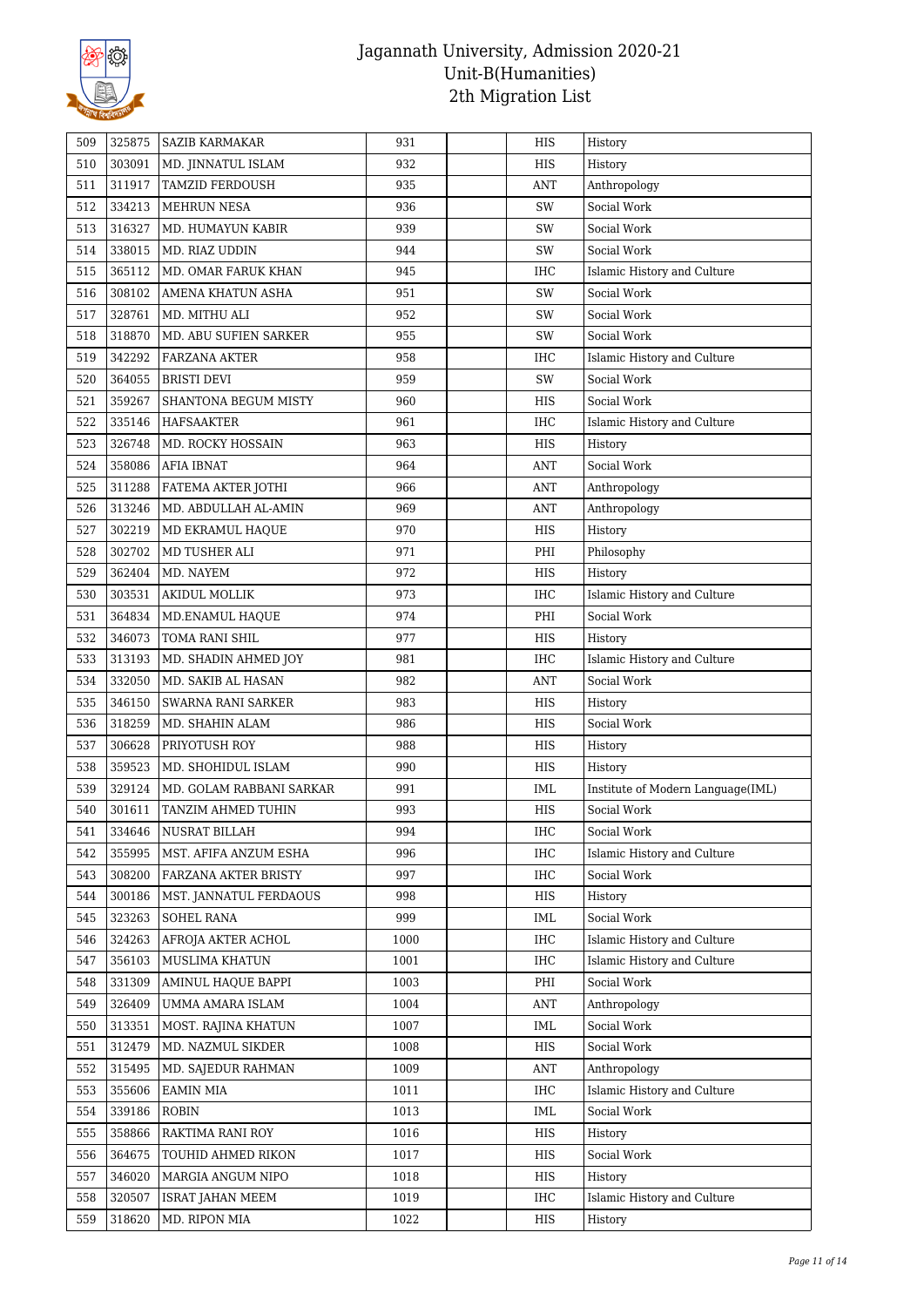# Jagannath University, Admission 2020-21
## Unit-B(Humanities)
## 2th Migration List

| | | | | | | |
|---|---|---|---|---|---|---|
| 509 | 325875 | SAZIB KARMAKAR | 931 | | HIS | History |
| 510 | 303091 | MD. JINNATUL ISLAM | 932 | | HIS | History |
| 511 | 311917 | TAMZID FERDOUSH | 935 | | ANT | Anthropology |
| 512 | 334213 | MEHRUN NESA | 936 | | SW | Social Work |
| 513 | 316327 | MD. HUMAYUN KABIR | 939 | | SW | Social Work |
| 514 | 338015 | MD. RIAZ UDDIN | 944 | | SW | Social Work |
| 515 | 365112 | MD. OMAR FARUK KHAN | 945 | | IHC | Islamic History and Culture |
| 516 | 308102 | AMENA KHATUN ASHA | 951 | | SW | Social Work |
| 517 | 328761 | MD. MITHU ALI | 952 | | SW | Social Work |
| 518 | 318870 | MD. ABU SUFIEN SARKER | 955 | | SW | Social Work |
| 519 | 342292 | FARZANA AKTER | 958 | | IHC | Islamic History and Culture |
| 520 | 364055 | BRISTI DEVI | 959 | | SW | Social Work |
| 521 | 359267 | SHANTONA BEGUM MISTY | 960 | | HIS | Social Work |
| 522 | 335146 | HAFSAAKTER | 961 | | IHC | Islamic History and Culture |
| 523 | 326748 | MD. ROCKY HOSSAIN | 963 | | HIS | History |
| 524 | 358086 | AFIA IBNAT | 964 | | ANT | Social Work |
| 525 | 311288 | FATEMA AKTER JOTHI | 966 | | ANT | Anthropology |
| 526 | 313246 | MD. ABDULLAH AL-AMIN | 969 | | ANT | Anthropology |
| 527 | 302219 | MD EKRAMUL HAQUE | 970 | | HIS | History |
| 528 | 302702 | MD TUSHER ALI | 971 | | PHI | Philosophy |
| 529 | 362404 | MD. NAYEM | 972 | | HIS | History |
| 530 | 303531 | AKIDUL MOLLIK | 973 | | IHC | Islamic History and Culture |
| 531 | 364834 | MD.ENAMUL HAQUE | 974 | | PHI | Social Work |
| 532 | 346073 | TOMA RANI SHIL | 977 | | HIS | History |
| 533 | 313193 | MD. SHADIN AHMED JOY | 981 | | IHC | Islamic History and Culture |
| 534 | 332050 | MD. SAKIB AL HASAN | 982 | | ANT | Social Work |
| 535 | 346150 | SWARNA RANI SARKER | 983 | | HIS | History |
| 536 | 318259 | MD. SHAHIN ALAM | 986 | | HIS | Social Work |
| 537 | 306628 | PRIYOTUSH ROY | 988 | | HIS | History |
| 538 | 359523 | MD. SHOHIDUL ISLAM | 990 | | HIS | History |
| 539 | 329124 | MD. GOLAM RABBANI SARKAR | 991 | | IML | Institute of Modern Language(IML) |
| 540 | 301611 | TANZIM AHMED TUHIN | 993 | | HIS | Social Work |
| 541 | 334646 | NUSRAT BILLAH | 994 | | IHC | Social Work |
| 542 | 355995 | MST. AFIFA ANZUM ESHA | 996 | | IHC | Islamic History and Culture |
| 543 | 308200 | FARZANA AKTER BRISTY | 997 | | IHC | Social Work |
| 544 | 300186 | MST. JANNATUL FERDAOUS | 998 | | HIS | History |
| 545 | 323263 | SOHEL RANA | 999 | | IML | Social Work |
| 546 | 324263 | AFROJA AKTER ACHOL | 1000 | | IHC | Islamic History and Culture |
| 547 | 356103 | MUSLIMA KHATUN | 1001 | | IHC | Islamic History and Culture |
| 548 | 331309 | AMINUL HAQUE BAPPI | 1003 | | PHI | Social Work |
| 549 | 326409 | UMMA AMARA ISLAM | 1004 | | ANT | Anthropology |
| 550 | 313351 | MOST. RAJINA KHATUN | 1007 | | IML | Social Work |
| 551 | 312479 | MD. NAZMUL SIKDER | 1008 | | HIS | Social Work |
| 552 | 315495 | MD. SAJEDUR RAHMAN | 1009 | | ANT | Anthropology |
| 553 | 355606 | EAMIN MIA | 1011 | | IHC | Islamic History and Culture |
| 554 | 339186 | ROBIN | 1013 | | IML | Social Work |
| 555 | 358866 | RAKTIMA RANI ROY | 1016 | | HIS | History |
| 556 | 364675 | TOUHID AHMED RIKON | 1017 | | HIS | Social Work |
| 557 | 346020 | MARGIA ANGUM NIPO | 1018 | | HIS | History |
| 558 | 320507 | ISRAT JAHAN MEEM | 1019 | | IHC | Islamic History and Culture |
| 559 | 318620 | MD. RIPON MIA | 1022 | | HIS | History |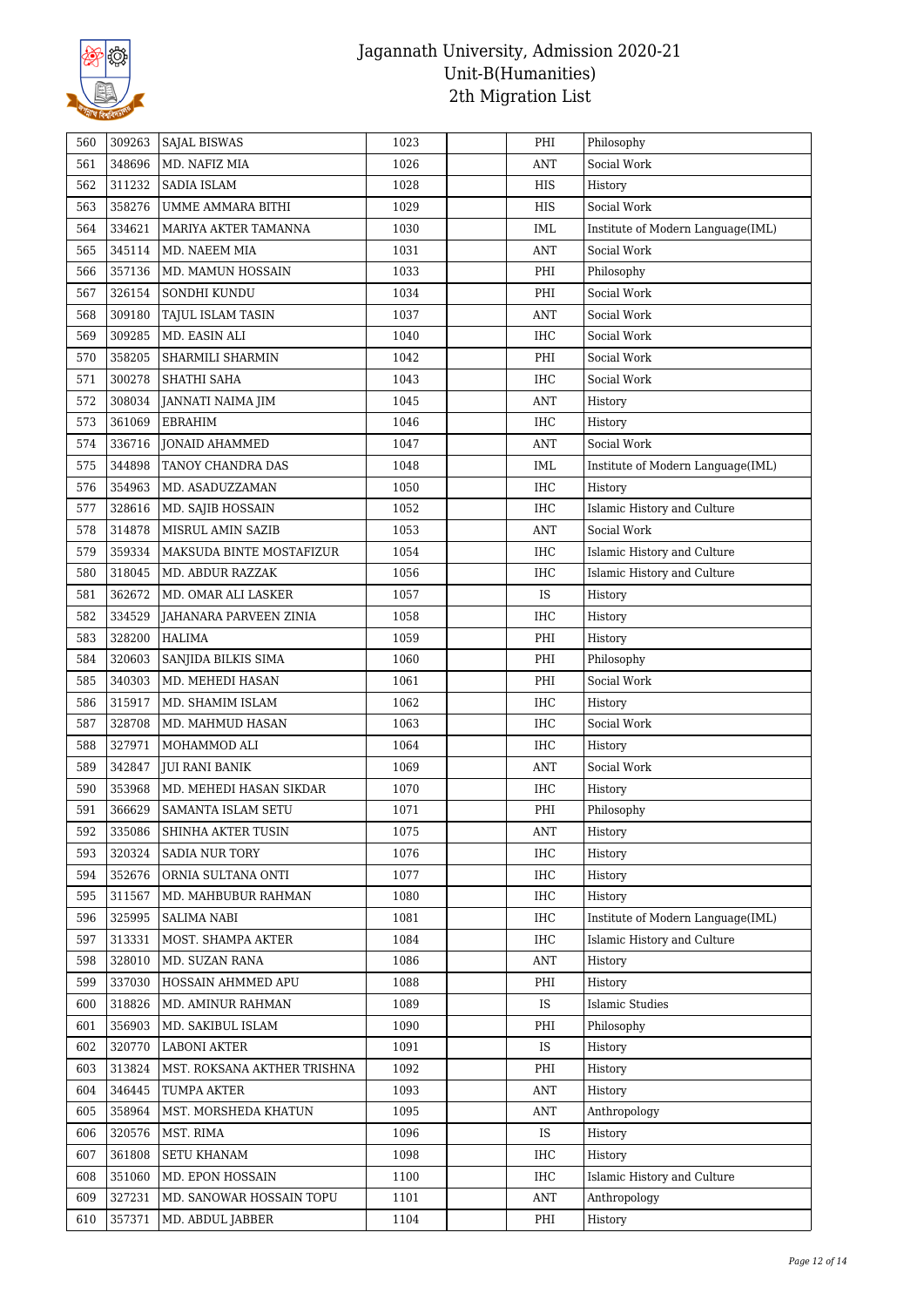# Jagannath University, Admission 2020-21
## Unit-B(Humanities)
## 2th Migration List

| | | | | | | |
|---|---|---|---|---|---|---|
| 560 | 309263 | SAJAL BISWAS | 1023 | | PHI | Philosophy |
| 561 | 348696 | MD. NAFIZ MIA | 1026 | | ANT | Social Work |
| 562 | 311232 | SADIA ISLAM | 1028 | | HIS | History |
| 563 | 358276 | UMME AMMARA BITHI | 1029 | | HIS | Social Work |
| 564 | 334621 | MARIYA AKTER TAMANNA | 1030 | | IML | Institute of Modern Language(IML) |
| 565 | 345114 | MD. NAEEM MIA | 1031 | | ANT | Social Work |
| 566 | 357136 | MD. MAMUN HOSSAIN | 1033 | | PHI | Philosophy |
| 567 | 326154 | SONDHI KUNDU | 1034 | | PHI | Social Work |
| 568 | 309180 | TAJUL ISLAM TASIN | 1037 | | ANT | Social Work |
| 569 | 309285 | MD. EASIN ALI | 1040 | | IHC | Social Work |
| 570 | 358205 | SHARMILI SHARMIN | 1042 | | PHI | Social Work |
| 571 | 300278 | SHATHI SAHA | 1043 | | IHC | Social Work |
| 572 | 308034 | JANNATI NAIMA JIM | 1045 | | ANT | History |
| 573 | 361069 | EBRAHIM | 1046 | | IHC | History |
| 574 | 336716 | JONAID AHAMMED | 1047 | | ANT | Social Work |
| 575 | 344898 | TANOY CHANDRA DAS | 1048 | | IML | Institute of Modern Language(IML) |
| 576 | 354963 | MD. ASADUZZAMAN | 1050 | | IHC | History |
| 577 | 328616 | MD. SAJIB HOSSAIN | 1052 | | IHC | Islamic History and Culture |
| 578 | 314878 | MISRUL AMIN SAZIB | 1053 | | ANT | Social Work |
| 579 | 359334 | MAKSUDA BINTE MOSTAFIZUR | 1054 | | IHC | Islamic History and Culture |
| 580 | 318045 | MD. ABDUR RAZZAK | 1056 | | IHC | Islamic History and Culture |
| 581 | 362672 | MD. OMAR ALI LASKER | 1057 | | IS | History |
| 582 | 334529 | JAHANARA PARVEEN ZINIA | 1058 | | IHC | History |
| 583 | 328200 | HALIMA | 1059 | | PHI | History |
| 584 | 320603 | SANJIDA BILKIS SIMA | 1060 | | PHI | Philosophy |
| 585 | 340303 | MD. MEHEDI HASAN | 1061 | | PHI | Social Work |
| 586 | 315917 | MD. SHAMIM ISLAM | 1062 | | IHC | History |
| 587 | 328708 | MD. MAHMUD HASAN | 1063 | | IHC | Social Work |
| 588 | 327971 | MOHAMMOD ALI | 1064 | | IHC | History |
| 589 | 342847 | JUI RANI BANIK | 1069 | | ANT | Social Work |
| 590 | 353968 | MD. MEHEDI HASAN SIKDAR | 1070 | | IHC | History |
| 591 | 366629 | SAMANTA ISLAM SETU | 1071 | | PHI | Philosophy |
| 592 | 335086 | SHINHA AKTER TUSIN | 1075 | | ANT | History |
| 593 | 320324 | SADIA NUR TORY | 1076 | | IHC | History |
| 594 | 352676 | ORNIA SULTANA ONTI | 1077 | | IHC | History |
| 595 | 311567 | MD. MAHBUBUR RAHMAN | 1080 | | IHC | History |
| 596 | 325995 | SALIMA NABI | 1081 | | IHC | Institute of Modern Language(IML) |
| 597 | 313331 | MOST. SHAMPA AKTER | 1084 | | IHC | Islamic History and Culture |
| 598 | 328010 | MD. SUZAN RANA | 1086 | | ANT | History |
| 599 | 337030 | HOSSAIN AHMMED APU | 1088 | | PHI | History |
| 600 | 318826 | MD. AMINUR RAHMAN | 1089 | | IS | Islamic Studies |
| 601 | 356903 | MD. SAKIBUL ISLAM | 1090 | | PHI | Philosophy |
| 602 | 320770 | LABONI AKTER | 1091 | | IS | History |
| 603 | 313824 | MST. ROKSANA AKTHER TRISHNA | 1092 | | PHI | History |
| 604 | 346445 | TUMPA AKTER | 1093 | | ANT | History |
| 605 | 358964 | MST. MORSHEDA KHATUN | 1095 | | ANT | Anthropology |
| 606 | 320576 | MST. RIMA | 1096 | | IS | History |
| 607 | 361808 | SETU KHANAM | 1098 | | IHC | History |
| 608 | 351060 | MD. EPON HOSSAIN | 1100 | | IHC | Islamic History and Culture |
| 609 | 327231 | MD. SANOWAR HOSSAIN TOPU | 1101 | | ANT | Anthropology |
| 610 | 357371 | MD. ABDUL JABBER | 1104 | | PHI | History |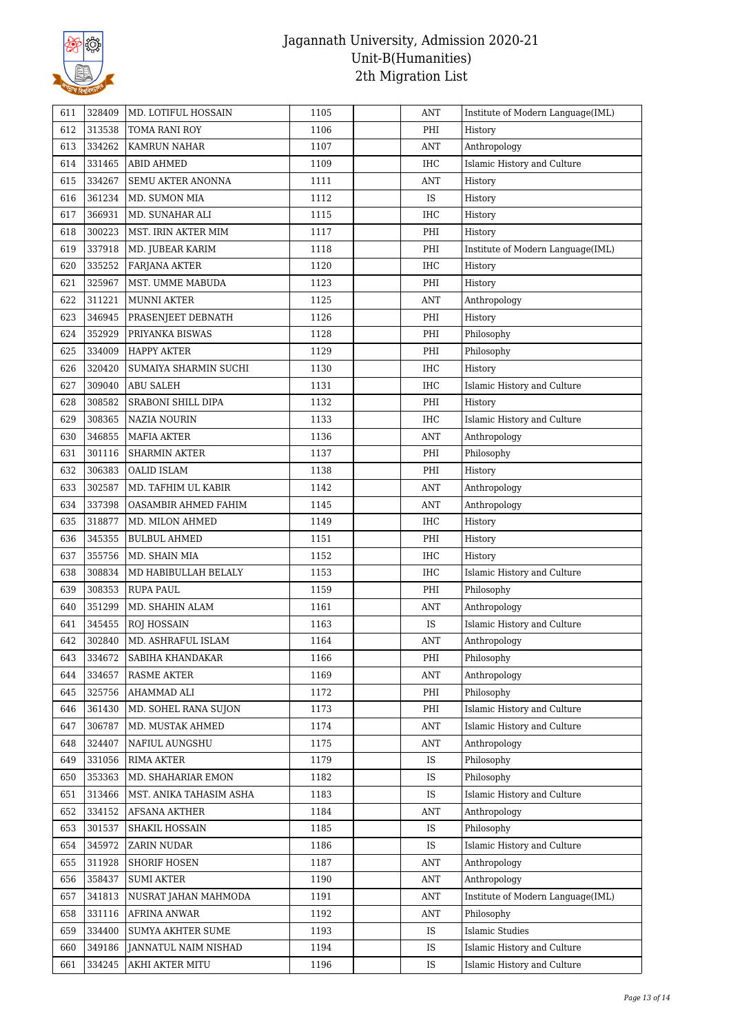# Jagannath University, Admission 2020-21
## Unit-B(Humanities)
## 2th Migration List

| | | | | | | |
|---|---|---|---|---|---|---|
| 611 | 328409 | MD. LOTIFUL HOSSAIN | 1105 | | ANT | Institute of Modern Language(IML) |
| 612 | 313538 | TOMA RANI ROY | 1106 | | PHI | History |
| 613 | 334262 | KAMRUN NAHAR | 1107 | | ANT | Anthropology |
| 614 | 331465 | ABID AHMED | 1109 | | IHC | Islamic History and Culture |
| 615 | 334267 | SEMU AKTER ANONNA | 1111 | | ANT | History |
| 616 | 361234 | MD. SUMON MIA | 1112 | | IS | History |
| 617 | 366931 | MD. SUNAHAR ALI | 1115 | | IHC | History |
| 618 | 300223 | MST. IRIN AKTER MIM | 1117 | | PHI | History |
| 619 | 337918 | MD. JUBEAR KARIM | 1118 | | PHI | Institute of Modern Language(IML) |
| 620 | 335252 | FARJANA AKTER | 1120 | | IHC | History |
| 621 | 325967 | MST. UMME MABUDA | 1123 | | PHI | History |
| 622 | 311221 | MUNNI AKTER | 1125 | | ANT | Anthropology |
| 623 | 346945 | PRASENJEET DEBNATH | 1126 | | PHI | History |
| 624 | 352929 | PRIYANKA BISWAS | 1128 | | PHI | Philosophy |
| 625 | 334009 | HAPPY AKTER | 1129 | | PHI | Philosophy |
| 626 | 320420 | SUMAIYA SHARMIN SUCHI | 1130 | | IHC | History |
| 627 | 309040 | ABU SALEH | 1131 | | IHC | Islamic History and Culture |
| 628 | 308582 | SRABONI SHILL DIPA | 1132 | | PHI | History |
| 629 | 308365 | NAZIA NOURIN | 1133 | | IHC | Islamic History and Culture |
| 630 | 346855 | MAFIA AKTER | 1136 | | ANT | Anthropology |
| 631 | 301116 | SHARMIN AKTER | 1137 | | PHI | Philosophy |
| 632 | 306383 | OALID ISLAM | 1138 | | PHI | History |
| 633 | 302587 | MD. TAFHIM UL KABIR | 1142 | | ANT | Anthropology |
| 634 | 337398 | OASAMBIR AHMED FAHIM | 1145 | | ANT | Anthropology |
| 635 | 318877 | MD. MILON AHMED | 1149 | | IHC | History |
| 636 | 345355 | BULBUL AHMED | 1151 | | PHI | History |
| 637 | 355756 | MD. SHAIN MIA | 1152 | | IHC | History |
| 638 | 308834 | MD HABIBULLAH BELALY | 1153 | | IHC | Islamic History and Culture |
| 639 | 308353 | RUPA PAUL | 1159 | | PHI | Philosophy |
| 640 | 351299 | MD. SHAHIN ALAM | 1161 | | ANT | Anthropology |
| 641 | 345455 | ROJ HOSSAIN | 1163 | | IS | Islamic History and Culture |
| 642 | 302840 | MD. ASHRAFUL ISLAM | 1164 | | ANT | Anthropology |
| 643 | 334672 | SABIHA KHANDAKAR | 1166 | | PHI | Philosophy |
| 644 | 334657 | RASME AKTER | 1169 | | ANT | Anthropology |
| 645 | 325756 | AHAMMAD ALI | 1172 | | PHI | Philosophy |
| 646 | 361430 | MD. SOHEL RANA SUJON | 1173 | | PHI | Islamic History and Culture |
| 647 | 306787 | MD. MUSTAK AHMED | 1174 | | ANT | Islamic History and Culture |
| 648 | 324407 | NAFIUL AUNGSHU | 1175 | | ANT | Anthropology |
| 649 | 331056 | RIMA AKTER | 1179 | | IS | Philosophy |
| 650 | 353363 | MD. SHAHARIAR EMON | 1182 | | IS | Philosophy |
| 651 | 313466 | MST. ANIKA TAHASIM ASHA | 1183 | | IS | Islamic History and Culture |
| 652 | 334152 | AFSANA AKTHER | 1184 | | ANT | Anthropology |
| 653 | 301537 | SHAKIL HOSSAIN | 1185 | | IS | Philosophy |
| 654 | 345972 | ZARIN NUDAR | 1186 | | IS | Islamic History and Culture |
| 655 | 311928 | SHORIF HOSEN | 1187 | | ANT | Anthropology |
| 656 | 358437 | SUMI AKTER | 1190 | | ANT | Anthropology |
| 657 | 341813 | NUSRAT JAHAN MAHMODA | 1191 | | ANT | Institute of Modern Language(IML) |
| 658 | 331116 | AFRINA ANWAR | 1192 | | ANT | Philosophy |
| 659 | 334400 | SUMYA AKHTER SUME | 1193 | | IS | Islamic Studies |
| 660 | 349186 | JANNATUL NAIM NISHAD | 1194 | | IS | Islamic History and Culture |
| 661 | 334245 | AKHI AKTER MITU | 1196 | | IS | Islamic History and Culture |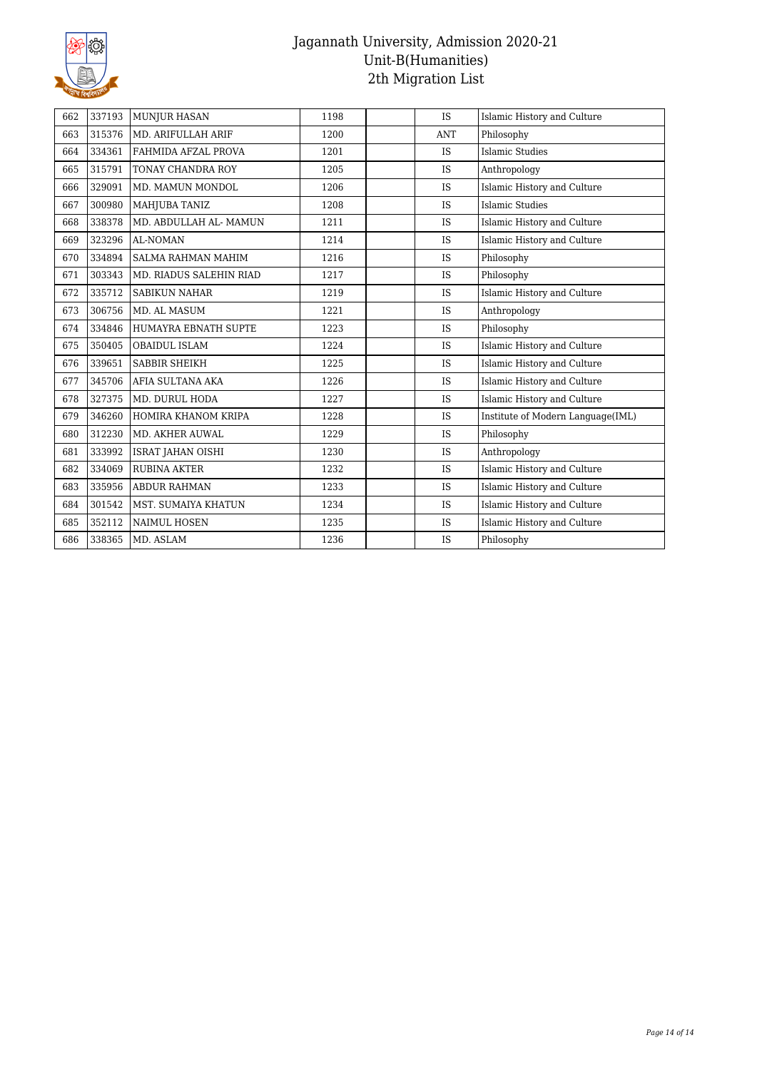| | | | | | | |
|---|---|---|---|---|---|---|
| 662 | 337193 | MUNJUR HASAN | 1198 | | IS | Islamic History and Culture |
| 663 | 315376 | MD. ARIFULLAH ARIF | 1200 | | ANT | Philosophy |
| 664 | 334361 | FAHMIDA AFZAL PROVA | 1201 | | IS | Islamic Studies |
| 665 | 315791 | TONAY CHANDRA ROY | 1205 | | IS | Anthropology |
| 666 | 329091 | MD. MAMUN MONDOL | 1206 | | IS | Islamic History and Culture |
| 667 | 300980 | MAHJUBA TANIZ | 1208 | | IS | Islamic Studies |
| 668 | 338378 | MD. ABDULLAH AL- MAMUN | 1211 | | IS | Islamic History and Culture |
| 669 | 323296 | AL-NOMAN | 1214 | | IS | Islamic History and Culture |
| 670 | 334894 | SALMA RAHMAN MAHIM | 1216 | | IS | Philosophy |
| 671 | 303343 | MD. RIADUS SALEHIN RIAD | 1217 | | IS | Philosophy |
| 672 | 335712 | SABIKUN NAHAR | 1219 | | IS | Islamic History and Culture |
| 673 | 306756 | MD. AL MASUM | 1221 | | IS | Anthropology |
| 674 | 334846 | HUMAYRA EBNATH SUPTE | 1223 | | IS | Philosophy |
| 675 | 350405 | OBAIDUL ISLAM | 1224 | | IS | Islamic History and Culture |
| 676 | 339651 | SABBIR SHEIKH | 1225 | | IS | Islamic History and Culture |
| 677 | 345706 | AFIA SULTANA AKA | 1226 | | IS | Islamic History and Culture |
| 678 | 327375 | MD. DURUL HODA | 1227 | | IS | Islamic History and Culture |
| 679 | 346260 | HOMIRA KHANOM KRIPA | 1228 | | IS | Institute of Modern Language(IML) |
| 680 | 312230 | MD. AKHER AUWAL | 1229 | | IS | Philosophy |
| 681 | 333992 | ISRAT JAHAN OISHI | 1230 | | IS | Anthropology |
| 682 | 334069 | RUBINA AKTER | 1232 | | IS | Islamic History and Culture |
| 683 | 335956 | ABDUR RAHMAN | 1233 | | IS | Islamic History and Culture |
| 684 | 301542 | MST. SUMAIYA KHATUN | 1234 | | IS | Islamic History and Culture |
| 685 | 352112 | NAIMUL HOSEN | 1235 | | IS | Islamic History and Culture |
| 686 | 338365 | MD. ASLAM | 1236 | | IS | Philosophy |